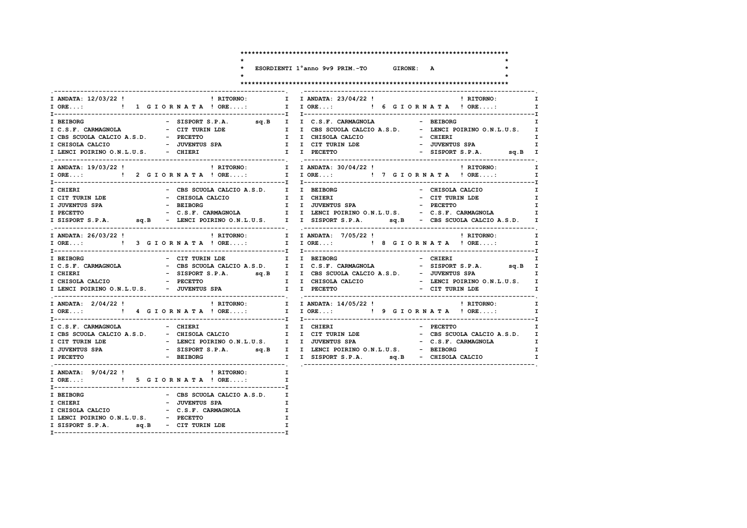# ESORDIENTI 1°anno 9v9 PRIM.-TO GIRONE: A

## 1 GIORNATA

ANDATA: 12/03/22 ! RITORNO:
ORE...: ORE....:

| Casa | Ospite |
|---|---|
| BEIBORG | SISPORT S.P.A. sq.B |
| C.S.F. CARMAGNOLA | CIT TURIN LDE |
| CBS SCUOLA CALCIO A.S.D. | PECETTO |
| CHISOLA CALCIO | JUVENTUS SPA |
| LENCI POIRINO O.N.L.U.S. | CHIERI |

## 2 GIORNATA

ANDATA: 19/03/22 ! RITORNO:
ORE...: ORE....:

| Casa | Ospite |
|---|---|
| CHIERI | CBS SCUOLA CALCIO A.S.D. |
| CIT TURIN LDE | CHISOLA CALCIO |
| JUVENTUS SPA | BEIBORG |
| PECETTO | C.S.F. CARMAGNOLA |
| SISPORT S.P.A. sq.B | LENCI POIRINO O.N.L.U.S. |

## 3 GIORNATA

ANDATA: 26/03/22 ! RITORNO:
ORE...: ORE....:

| Casa | Ospite |
|---|---|
| BEIBORG | CIT TURIN LDE |
| C.S.F. CARMAGNOLA | CBS SCUOLA CALCIO A.S.D. |
| CHIERI | SISPORT S.P.A. sq.B |
| CHISOLA CALCIO | PECETTO |
| LENCI POIRINO O.N.L.U.S. | JUVENTUS SPA |

## 4 GIORNATA

ANDATA: 2/04/22 ! RITORNO:
ORE...: ORE....:

| Casa | Ospite |
|---|---|
| C.S.F. CARMAGNOLA | CHIERI |
| CBS SCUOLA CALCIO A.S.D. | CHISOLA CALCIO |
| CIT TURIN LDE | LENCI POIRINO O.N.L.U.S. |
| JUVENTUS SPA | SISPORT S.P.A. sq.B |
| PECETTO | BEIBORG |

## 5 GIORNATA

ANDATA: 9/04/22 ! RITORNO:
ORE...: ORE....:

| Casa | Ospite |
|---|---|
| BEIBORG | CBS SCUOLA CALCIO A.S.D. |
| CHIERI | JUVENTUS SPA |
| CHISOLA CALCIO | C.S.F. CARMAGNOLA |
| LENCI POIRINO O.N.L.U.S. | PECETTO |
| SISPORT S.P.A. sq.B | CIT TURIN LDE |

## 6 GIORNATA

ANDATA: 23/04/22 ! RITORNO:
ORE...: ORE....:

| Casa | Ospite |
|---|---|
| C.S.F. CARMAGNOLA | BEIBORG |
| CBS SCUOLA CALCIO A.S.D. | LENCI POIRINO O.N.L.U.S. |
| CHISOLA CALCIO | CHIERI |
| CIT TURIN LDE | JUVENTUS SPA |
| PECETTO | SISPORT S.P.A. sq.B |

## 7 GIORNATA

ANDATA: 30/04/22 ! RITORNO:
ORE...: ORE....:

| Casa | Ospite |
|---|---|
| BEIBORG | CHISOLA CALCIO |
| CHIERI | CIT TURIN LDE |
| JUVENTUS SPA | PECETTO |
| LENCI POIRINO O.N.L.U.S. | C.S.F. CARMAGNOLA |
| SISPORT S.P.A. sq.B | CBS SCUOLA CALCIO A.S.D. |

## 8 GIORNATA

ANDATA: 7/05/22 ! RITORNO:
ORE...: ORE....:

| Casa | Ospite |
|---|---|
| BEIBORG | CHIERI |
| C.S.F. CARMAGNOLA | SISPORT S.P.A. sq.B |
| CBS SCUOLA CALCIO A.S.D. | JUVENTUS SPA |
| CHISOLA CALCIO | LENCI POIRINO O.N.L.U.S. |
| PECETTO | CIT TURIN LDE |

## 9 GIORNATA

ANDATA: 14/05/22 ! RITORNO:
ORE...: ORE....:

| Casa | Ospite |
|---|---|
| CHIERI | PECETTO |
| CIT TURIN LDE | CBS SCUOLA CALCIO A.S.D. |
| JUVENTUS SPA | C.S.F. CARMAGNOLA |
| LENCI POIRINO O.N.L.U.S. | BEIBORG |
| SISPORT S.P.A. sq.B | CHISOLA CALCIO |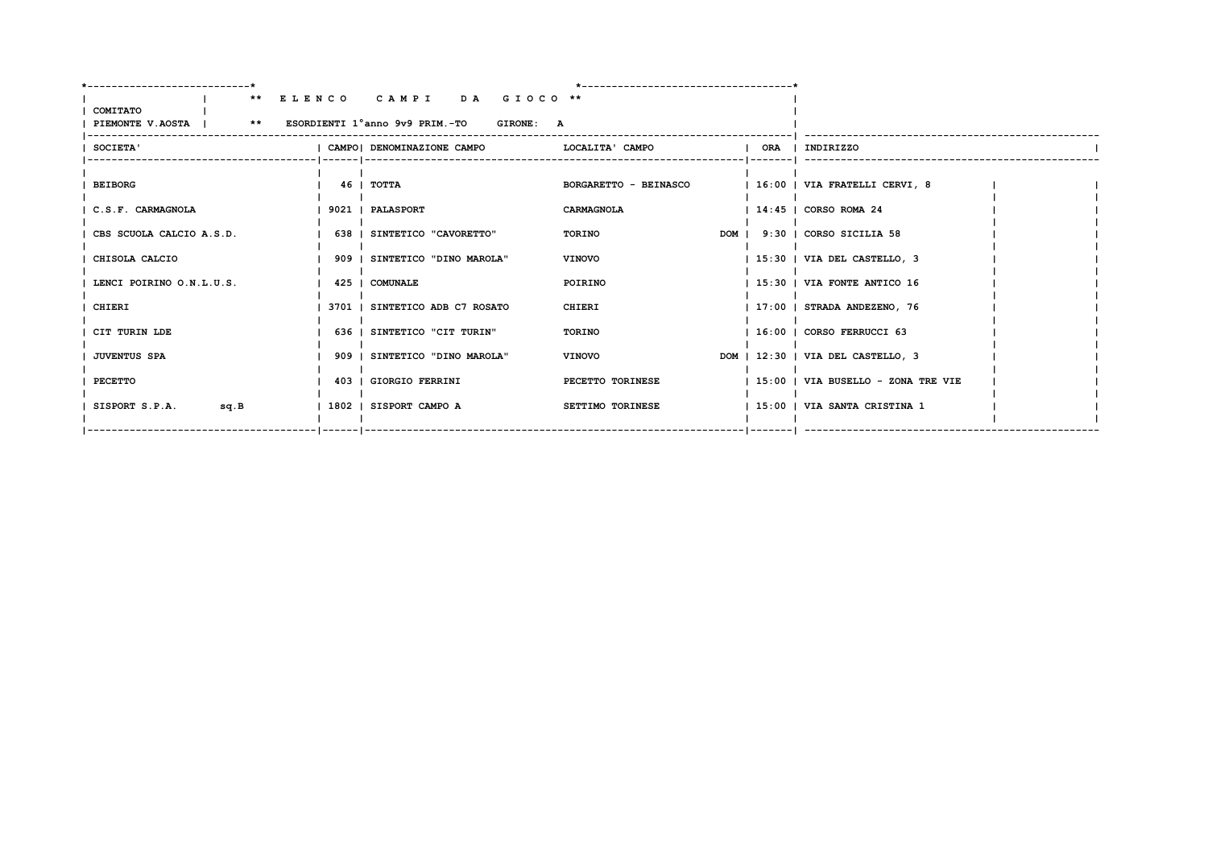**\*\* E L E N C O   C A M P I   D A   G I O C O \*\***

COMITATO
PIEMONTE V.AOSTA | \*\* ESORDIENTI 1°anno 9v9 PRIM.-TO GIRONE: A

| SOCIETA' | CAMPO | DENOMINAZIONE CAMPO | LOCALITA' CAMPO | | ORA | INDIRIZZO |
|---|---|---|---|---|---|---|
| BEIBORG | 46 | TOTTA | BORGARETTO - BEINASCO | | 16:00 | VIA FRATELLI CERVI, 8 |
| C.S.F. CARMAGNOLA | 9021 | PALASPORT | CARMAGNOLA | | 14:45 | CORSO ROMA 24 |
| CBS SCUOLA CALCIO A.S.D. | 638 | SINTETICO "CAVORETTO" | TORINO | DOM | 9:30 | CORSO SICILIA 58 |
| CHISOLA CALCIO | 909 | SINTETICO "DINO MAROLA" | VINOVO | | 15:30 | VIA DEL CASTELLO, 3 |
| LENCI POIRINO O.N.L.U.S. | 425 | COMUNALE | POIRINO | | 15:30 | VIA FONTE ANTICO 16 |
| CHIERI | 3701 | SINTETICO ADB C7 ROSATO | CHIERI | | 17:00 | STRADA ANDEZENO, 76 |
| CIT TURIN LDE | 636 | SINTETICO "CIT TURIN" | TORINO | | 16:00 | CORSO FERRUCCI 63 |
| JUVENTUS SPA | 909 | SINTETICO "DINO MAROLA" | VINOVO | DOM | 12:30 | VIA DEL CASTELLO, 3 |
| PECETTO | 403 | GIORGIO FERRINI | PECETTO TORINESE | | 15:00 | VIA BUSELLO - ZONA TRE VIE |
| SISPORT S.P.A. sq.B | 1802 | SISPORT CAMPO A | SETTIMO TORINESE | | 15:00 | VIA SANTA CRISTINA 1 |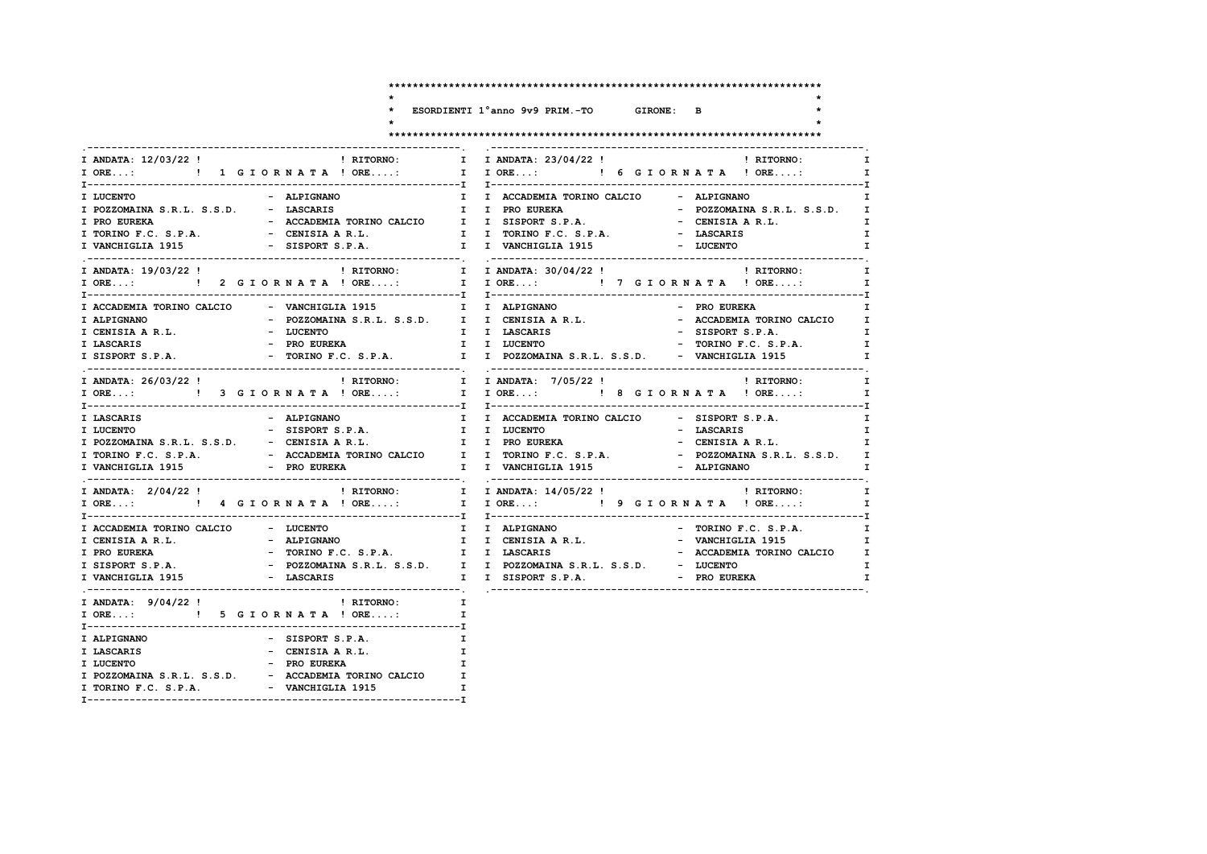# ESORDIENTI 1°anno 9v9 PRIM.-TO GIRONE: B

## 1 GIORNATA

ANDATA: 12/03/22 | RITORNO: | ORE...: | ORE....:

| Casa | Ospite |
|---|---|
| LUCENTO | ALPIGNANO |
| POZZOMAINA S.R.L. S.S.D. | LASCARIS |
| PRO EUREKA | ACCADEMIA TORINO CALCIO |
| TORINO F.C. S.P.A. | CENISIA A R.L. |
| VANCHIGLIA 1915 | SISPORT S.P.A. |

## 2 GIORNATA

ANDATA: 19/03/22 | RITORNO: | ORE...: | ORE....:

| Casa | Ospite |
|---|---|
| ACCADEMIA TORINO CALCIO | VANCHIGLIA 1915 |
| ALPIGNANO | POZZOMAINA S.R.L. S.S.D. |
| CENISIA A R.L. | LUCENTO |
| LASCARIS | PRO EUREKA |
| SISPORT S.P.A. | TORINO F.C. S.P.A. |

## 3 GIORNATA

ANDATA: 26/03/22 | RITORNO: | ORE...: | ORE....:

| Casa | Ospite |
|---|---|
| LASCARIS | ALPIGNANO |
| LUCENTO | SISPORT S.P.A. |
| POZZOMAINA S.R.L. S.S.D. | CENISIA A R.L. |
| TORINO F.C. S.P.A. | ACCADEMIA TORINO CALCIO |
| VANCHIGLIA 1915 | PRO EUREKA |

## 4 GIORNATA

ANDATA: 2/04/22 | RITORNO: | ORE...: | ORE....:

| Casa | Ospite |
|---|---|
| ACCADEMIA TORINO CALCIO | LUCENTO |
| CENISIA A R.L. | ALPIGNANO |
| PRO EUREKA | TORINO F.C. S.P.A. |
| SISPORT S.P.A. | POZZOMAINA S.R.L. S.S.D. |
| VANCHIGLIA 1915 | LASCARIS |

## 5 GIORNATA

ANDATA: 9/04/22 | RITORNO: | ORE...: | ORE....:

| Casa | Ospite |
|---|---|
| ALPIGNANO | SISPORT S.P.A. |
| LASCARIS | CENISIA A R.L. |
| LUCENTO | PRO EUREKA |
| POZZOMAINA S.R.L. S.S.D. | ACCADEMIA TORINO CALCIO |
| TORINO F.C. S.P.A. | VANCHIGLIA 1915 |

## 6 GIORNATA

ANDATA: 23/04/22 | RITORNO: | ORE...: | ORE....:

| Casa | Ospite |
|---|---|
| ACCADEMIA TORINO CALCIO | ALPIGNANO |
| PRO EUREKA | POZZOMAINA S.R.L. S.S.D. |
| SISPORT S.P.A. | CENISIA A R.L. |
| TORINO F.C. S.P.A. | LASCARIS |
| VANCHIGLIA 1915 | LUCENTO |

## 7 GIORNATA

ANDATA: 30/04/22 | RITORNO: | ORE...: | ORE....:

| Casa | Ospite |
|---|---|
| ALPIGNANO | PRO EUREKA |
| CENISIA A R.L. | ACCADEMIA TORINO CALCIO |
| LASCARIS | SISPORT S.P.A. |
| LUCENTO | TORINO F.C. S.P.A. |
| POZZOMAINA S.R.L. S.S.D. | VANCHIGLIA 1915 |

## 8 GIORNATA

ANDATA: 7/05/22 | RITORNO: | ORE...: | ORE....:

| Casa | Ospite |
|---|---|
| ACCADEMIA TORINO CALCIO | SISPORT S.P.A. |
| LUCENTO | LASCARIS |
| PRO EUREKA | CENISIA A R.L. |
| TORINO F.C. S.P.A. | POZZOMAINA S.R.L. S.S.D. |
| VANCHIGLIA 1915 | ALPIGNANO |

## 9 GIORNATA

ANDATA: 14/05/22 | RITORNO: | ORE...: | ORE....:

| Casa | Ospite |
|---|---|
| ALPIGNANO | TORINO F.C. S.P.A. |
| CENISIA A R.L. | VANCHIGLIA 1915 |
| LASCARIS | ACCADEMIA TORINO CALCIO |
| POZZOMAINA S.R.L. S.S.D. | LUCENTO |
| SISPORT S.P.A. | PRO EUREKA |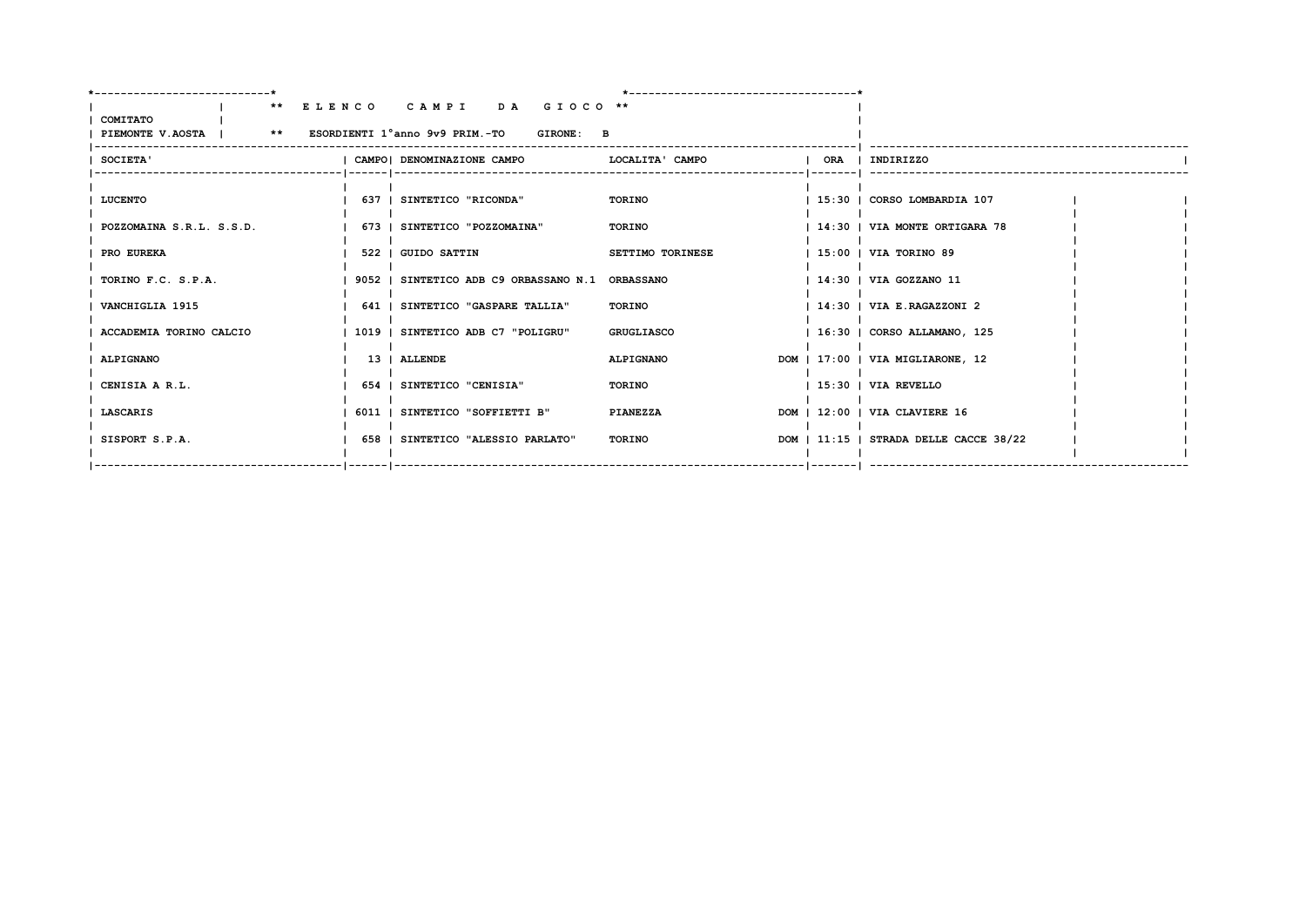**\*\* E L E N C O   C A M P I   D A   G I O C O \*\***

**COMITATO**
**PIEMONTE V.AOSTA** | **\*\* ESORDIENTI 1°anno 9v9 PRIM.-TO   GIRONE: B**

| SOCIETA' | CAMPO | DENOMINAZIONE CAMPO | LOCALITA' CAMPO | | ORA | INDIRIZZO |
|---|---|---|---|---|---|---|
| LUCENTO | 637 | SINTETICO "RICONDA" | TORINO | | 15:30 | CORSO LOMBARDIA 107 |
| POZZOMAINA S.R.L. S.S.D. | 673 | SINTETICO "POZZOMAINA" | TORINO | | 14:30 | VIA MONTE ORTIGARA 78 |
| PRO EUREKA | 522 | GUIDO SATTIN | SETTIMO TORINESE | | 15:00 | VIA TORINO 89 |
| TORINO F.C. S.P.A. | 9052 | SINTETICO ADB C9 ORBASSANO N.1 | ORBASSANO | | 14:30 | VIA GOZZANO 11 |
| VANCHIGLIA 1915 | 641 | SINTETICO "GASPARE TALLIA" | TORINO | | 14:30 | VIA E.RAGAZZONI 2 |
| ACCADEMIA TORINO CALCIO | 1019 | SINTETICO ADB C7 "POLIGRU" | GRUGLIASCO | | 16:30 | CORSO ALLAMANO, 125 |
| ALPIGNANO | 13 | ALLENDE | ALPIGNANO | DOM | 17:00 | VIA MIGLIARONE, 12 |
| CENISIA A R.L. | 654 | SINTETICO "CENISIA" | TORINO | | 15:30 | VIA REVELLO |
| LASCARIS | 6011 | SINTETICO "SOFFIETTI B" | PIANEZZA | DOM | 12:00 | VIA CLAVIERE 16 |
| SISPORT S.P.A. | 658 | SINTETICO "ALESSIO PARLATO" | TORINO | DOM | 11:15 | STRADA DELLE CACCE 38/22 |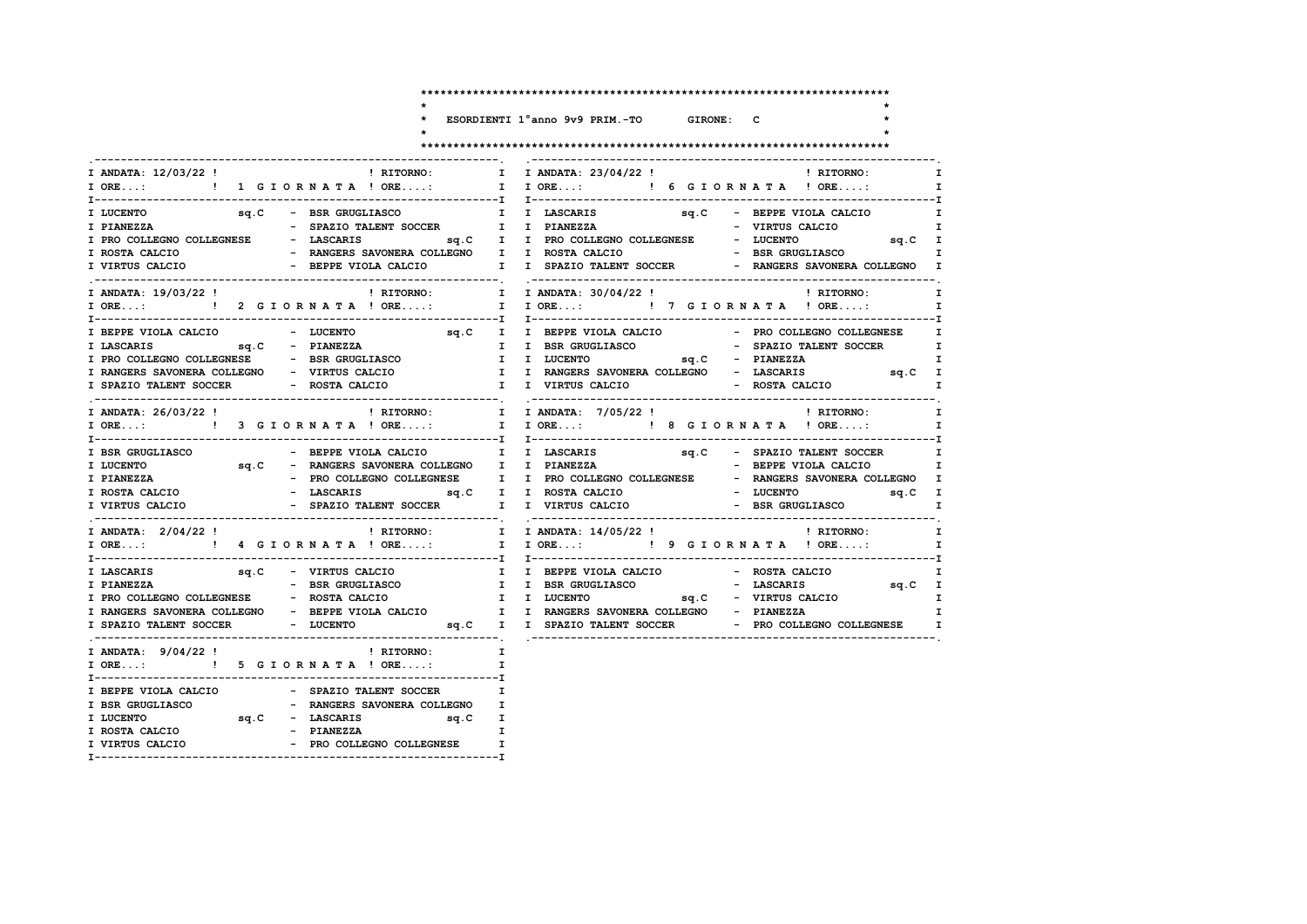# ESORDIENTI 1°anno 9v9 PRIM.-TO GIRONE: C

## 1 GIORNATA — ANDATA: 12/03/22 — RITORNO:

| Casa | | Ospite | |
|---|---|---|---|
| LUCENTO | sq.C | BSR GRUGLIASCO | |
| PIANEZZA | | SPAZIO TALENT SOCCER | |
| PRO COLLEGNO COLLEGNESE | | LASCARIS | sq.C |
| ROSTA CALCIO | | RANGERS SAVONERA COLLEGNO | |
| VIRTUS CALCIO | | BEPPE VIOLA CALCIO | |

## 2 GIORNATA — ANDATA: 19/03/22 — RITORNO:

| Casa | | Ospite | |
|---|---|---|---|
| BEPPE VIOLA CALCIO | | LUCENTO | sq.C |
| LASCARIS | sq.C | PIANEZZA | |
| PRO COLLEGNO COLLEGNESE | | BSR GRUGLIASCO | |
| RANGERS SAVONERA COLLEGNO | | VIRTUS CALCIO | |
| SPAZIO TALENT SOCCER | | ROSTA CALCIO | |

## 3 GIORNATA — ANDATA: 26/03/22 — RITORNO:

| Casa | | Ospite | |
|---|---|---|---|
| BSR GRUGLIASCO | | BEPPE VIOLA CALCIO | |
| LUCENTO | sq.C | RANGERS SAVONERA COLLEGNO | |
| PIANEZZA | | PRO COLLEGNO COLLEGNESE | |
| ROSTA CALCIO | | LASCARIS | sq.C |
| VIRTUS CALCIO | | SPAZIO TALENT SOCCER | |

## 4 GIORNATA — ANDATA: 2/04/22 — RITORNO:

| Casa | | Ospite | |
|---|---|---|---|
| LASCARIS | sq.C | VIRTUS CALCIO | |
| PIANEZZA | | BSR GRUGLIASCO | |
| PRO COLLEGNO COLLEGNESE | | ROSTA CALCIO | |
| RANGERS SAVONERA COLLEGNO | | BEPPE VIOLA CALCIO | |
| SPAZIO TALENT SOCCER | | LUCENTO | sq.C |

## 5 GIORNATA — ANDATA: 9/04/22 — RITORNO:

| Casa | | Ospite | |
|---|---|---|---|
| BEPPE VIOLA CALCIO | | SPAZIO TALENT SOCCER | |
| BSR GRUGLIASCO | | RANGERS SAVONERA COLLEGNO | |
| LUCENTO | sq.C | LASCARIS | sq.C |
| ROSTA CALCIO | | PIANEZZA | |
| VIRTUS CALCIO | | PRO COLLEGNO COLLEGNESE | |

## 6 GIORNATA — ANDATA: 23/04/22 — RITORNO:

| Casa | | Ospite | |
|---|---|---|---|
| LASCARIS | sq.C | BEPPE VIOLA CALCIO | |
| PIANEZZA | | VIRTUS CALCIO | |
| PRO COLLEGNO COLLEGNESE | | LUCENTO | sq.C |
| ROSTA CALCIO | | BSR GRUGLIASCO | |
| SPAZIO TALENT SOCCER | | RANGERS SAVONERA COLLEGNO | |

## 7 GIORNATA — ANDATA: 30/04/22 — RITORNO:

| Casa | | Ospite | |
|---|---|---|---|
| BEPPE VIOLA CALCIO | | PRO COLLEGNO COLLEGNESE | |
| BSR GRUGLIASCO | | SPAZIO TALENT SOCCER | |
| LUCENTO | sq.C | PIANEZZA | |
| RANGERS SAVONERA COLLEGNO | | LASCARIS | sq.C |
| VIRTUS CALCIO | | ROSTA CALCIO | |

## 8 GIORNATA — ANDATA: 7/05/22 — RITORNO:

| Casa | | Ospite | |
|---|---|---|---|
| LASCARIS | sq.C | SPAZIO TALENT SOCCER | |
| PIANEZZA | | BEPPE VIOLA CALCIO | |
| PRO COLLEGNO COLLEGNESE | | RANGERS SAVONERA COLLEGNO | |
| ROSTA CALCIO | | LUCENTO | sq.C |
| VIRTUS CALCIO | | BSR GRUGLIASCO | |

## 9 GIORNATA — ANDATA: 14/05/22 — RITORNO:

| Casa | | Ospite | |
|---|---|---|---|
| BEPPE VIOLA CALCIO | | ROSTA CALCIO | |
| BSR GRUGLIASCO | | LASCARIS | sq.C |
| LUCENTO | sq.C | VIRTUS CALCIO | |
| RANGERS SAVONERA COLLEGNO | | PIANEZZA | |
| SPAZIO TALENT SOCCER | | PRO COLLEGNO COLLEGNESE | |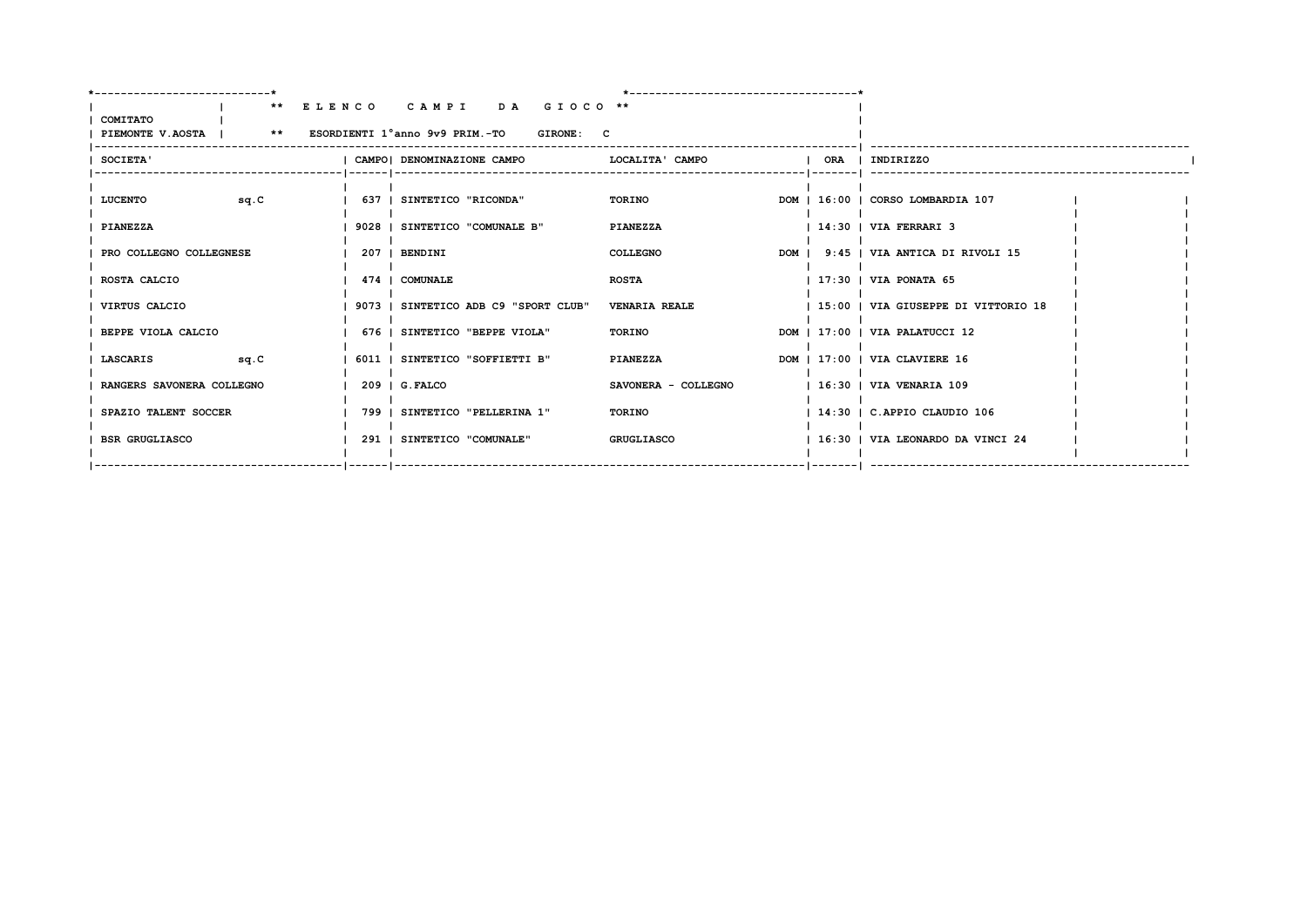**\*\* E L E N C O   C A M P I   D A   G I O C O \*\***

COMITATO
PIEMONTE V.AOSTA

\*\* ESORDIENTI 1°anno 9v9 PRIM.-TO   GIRONE: C

| SOCIETA' | | CAMPO | DENOMINAZIONE CAMPO | LOCALITA' CAMPO | | ORA | INDIRIZZO |
|---|---|---|---|---|---|---|---|
| LUCENTO | sq.C | 637 | SINTETICO "RICONDA" | TORINO | DOM | 16:00 | CORSO LOMBARDIA 107 |
| PIANEZZA | | 9028 | SINTETICO "COMUNALE B" | PIANEZZA | | 14:30 | VIA FERRARI 3 |
| PRO COLLEGNO COLLEGNESE | | 207 | BENDINI | COLLEGNO | DOM | 9:45 | VIA ANTICA DI RIVOLI 15 |
| ROSTA CALCIO | | 474 | COMUNALE | ROSTA | | 17:30 | VIA PONATA 65 |
| VIRTUS CALCIO | | 9073 | SINTETICO ADB C9 "SPORT CLUB" | VENARIA REALE | | 15:00 | VIA GIUSEPPE DI VITTORIO 18 |
| BEPPE VIOLA CALCIO | | 676 | SINTETICO "BEPPE VIOLA" | TORINO | DOM | 17:00 | VIA PALATUCCI 12 |
| LASCARIS | sq.C | 6011 | SINTETICO "SOFFIETTI B" | PIANEZZA | DOM | 17:00 | VIA CLAVIERE 16 |
| RANGERS SAVONERA COLLEGNO | | 209 | G.FALCO | SAVONERA - COLLEGNO | | 16:30 | VIA VENARIA 109 |
| SPAZIO TALENT SOCCER | | 799 | SINTETICO "PELLERINA 1" | TORINO | | 14:30 | C.APPIO CLAUDIO 106 |
| BSR GRUGLIASCO | | 291 | SINTETICO "COMUNALE" | GRUGLIASCO | | 16:30 | VIA LEONARDO DA VINCI 24 |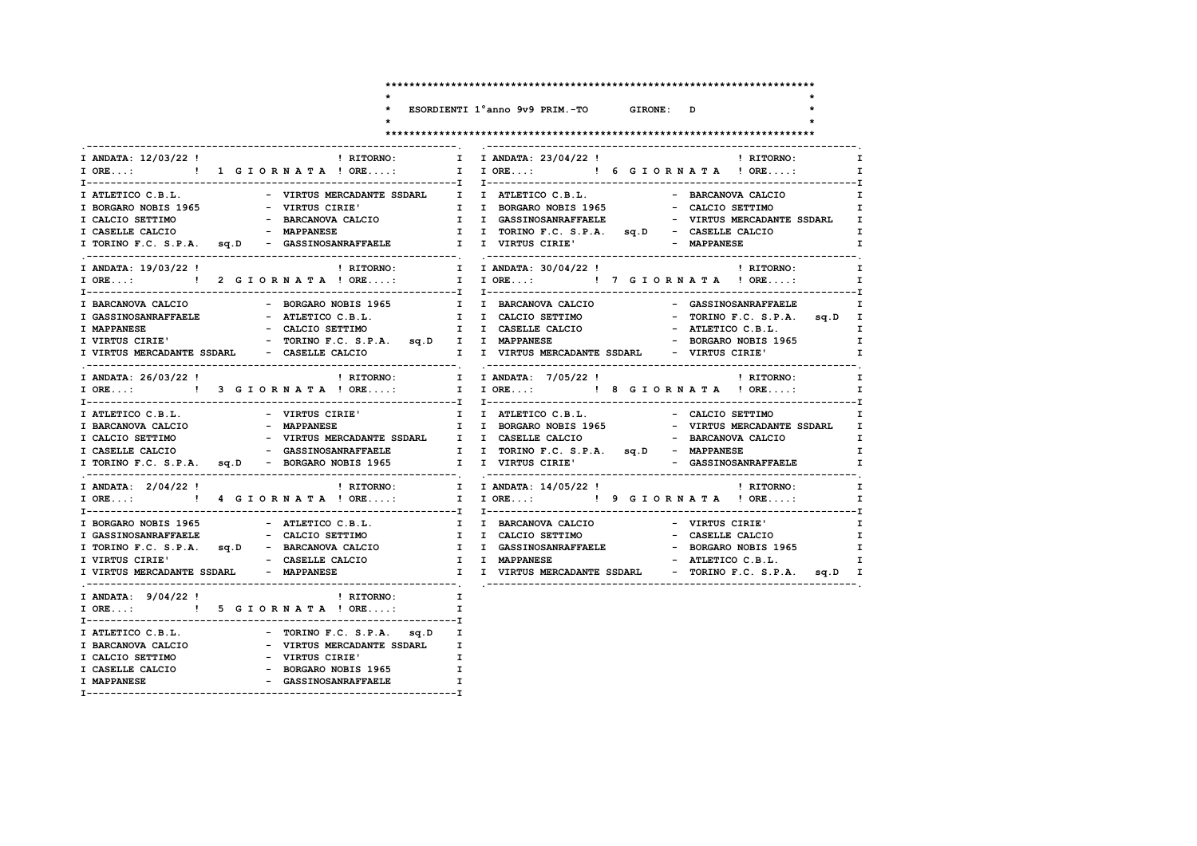# ESORDIENTI 1°anno 9v9 PRIM.-TO GIRONE: D

| ANDATA: 12/03/22 | 1 GIORNATA | RITORNO: |
|---|---|---|
| ORE...: | | ORE....: |
| ATLETICO C.B.L. | - | VIRTUS MERCADANTE SSDARL |
| BORGARO NOBIS 1965 | - | VIRTUS CIRIE' |
| CALCIO SETTIMO | - | BARCANOVA CALCIO |
| CASELLE CALCIO | - | MAPPANESE |
| TORINO F.C. S.P.A. sq.D | - | GASSINOSANRAFFAELE |

| ANDATA: 19/03/22 | 2 GIORNATA | RITORNO: |
|---|---|---|
| ORE...: | | ORE....: |
| BARCANOVA CALCIO | - | BORGARO NOBIS 1965 |
| GASSINOSANRAFFAELE | - | ATLETICO C.B.L. |
| MAPPANESE | - | CALCIO SETTIMO |
| VIRTUS CIRIE' | - | TORINO F.C. S.P.A. sq.D |
| VIRTUS MERCADANTE SSDARL | - | CASELLE CALCIO |

| ANDATA: 26/03/22 | 3 GIORNATA | RITORNO: |
|---|---|---|
| ORE...: | | ORE....: |
| ATLETICO C.B.L. | - | VIRTUS CIRIE' |
| BARCANOVA CALCIO | - | MAPPANESE |
| CALCIO SETTIMO | - | VIRTUS MERCADANTE SSDARL |
| CASELLE CALCIO | - | GASSINOSANRAFFAELE |
| TORINO F.C. S.P.A. sq.D | - | BORGARO NOBIS 1965 |

| ANDATA: 2/04/22 | 4 GIORNATA | RITORNO: |
|---|---|---|
| ORE...: | | ORE....: |
| BORGARO NOBIS 1965 | - | ATLETICO C.B.L. |
| GASSINOSANRAFFAELE | - | CALCIO SETTIMO |
| TORINO F.C. S.P.A. sq.D | - | BARCANOVA CALCIO |
| VIRTUS CIRIE' | - | CASELLE CALCIO |
| VIRTUS MERCADANTE SSDARL | - | MAPPANESE |

| ANDATA: 9/04/22 | 5 GIORNATA | RITORNO: |
|---|---|---|
| ORE...: | | ORE....: |
| ATLETICO C.B.L. | - | TORINO F.C. S.P.A. sq.D |
| BARCANOVA CALCIO | - | VIRTUS MERCADANTE SSDARL |
| CALCIO SETTIMO | - | VIRTUS CIRIE' |
| CASELLE CALCIO | - | BORGARO NOBIS 1965 |
| MAPPANESE | - | GASSINOSANRAFFAELE |

| ANDATA: 23/04/22 | 6 GIORNATA | RITORNO: |
|---|---|---|
| ORE...: | | ORE....: |
| ATLETICO C.B.L. | - | BARCANOVA CALCIO |
| BORGARO NOBIS 1965 | - | CALCIO SETTIMO |
| GASSINOSANRAFFAELE | - | VIRTUS MERCADANTE SSDARL |
| TORINO F.C. S.P.A. sq.D | - | CASELLE CALCIO |
| VIRTUS CIRIE' | - | MAPPANESE |

| ANDATA: 30/04/22 | 7 GIORNATA | RITORNO: |
|---|---|---|
| ORE...: | | ORE....: |
| BARCANOVA CALCIO | - | GASSINOSANRAFFAELE |
| CALCIO SETTIMO | - | TORINO F.C. S.P.A. sq.D |
| CASELLE CALCIO | - | ATLETICO C.B.L. |
| MAPPANESE | - | BORGARO NOBIS 1965 |
| VIRTUS MERCADANTE SSDARL | - | VIRTUS CIRIE' |

| ANDATA: 7/05/22 | 8 GIORNATA | RITORNO: |
|---|---|---|
| ORE...: | | ORE....: |
| ATLETICO C.B.L. | - | CALCIO SETTIMO |
| BORGARO NOBIS 1965 | - | VIRTUS MERCADANTE SSDARL |
| CASELLE CALCIO | - | BARCANOVA CALCIO |
| TORINO F.C. S.P.A. sq.D | - | MAPPANESE |
| VIRTUS CIRIE' | - | GASSINOSANRAFFAELE |

| ANDATA: 14/05/22 | 9 GIORNATA | RITORNO: |
|---|---|---|
| ORE...: | | ORE....: |
| BARCANOVA CALCIO | - | VIRTUS CIRIE' |
| CALCIO SETTIMO | - | CASELLE CALCIO |
| GASSINOSANRAFFAELE | - | BORGARO NOBIS 1965 |
| MAPPANESE | - | ATLETICO C.B.L. |
| VIRTUS MERCADANTE SSDARL | - | TORINO F.C. S.P.A. sq.D |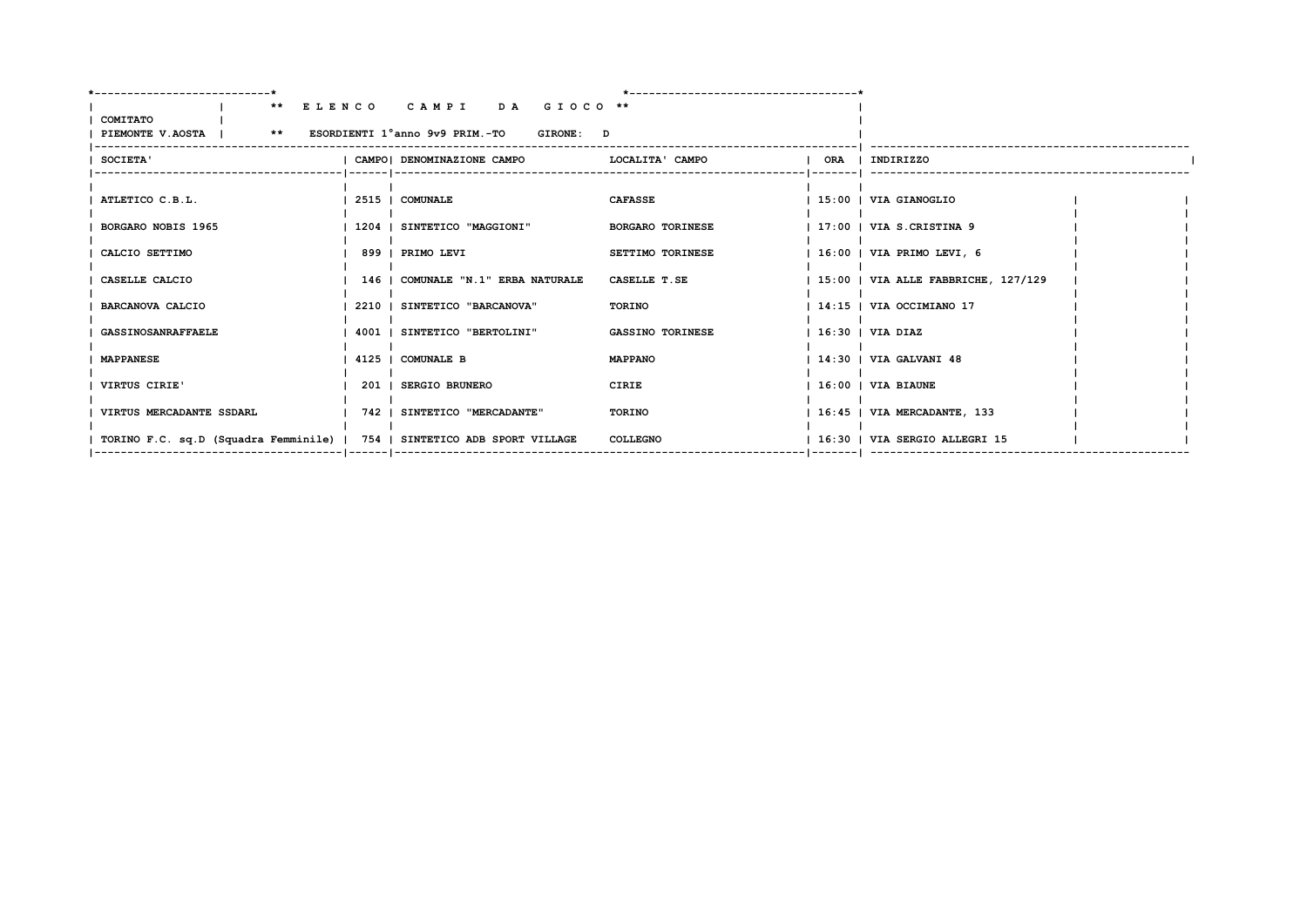** E L E N C O   C A M P I   D A   G I O C O **

COMITATO
PIEMONTE V.AOSTA

** ESORDIENTI 1°anno 9v9 PRIM.-TO   GIRONE: D

| SOCIETA' | CAMPO | DENOMINAZIONE CAMPO | LOCALITA' CAMPO | ORA | INDIRIZZO |
|---|---|---|---|---|---|
| ATLETICO C.B.L. | 2515 | COMUNALE | CAFASSE | 15:00 | VIA GIANOGLIO |
| BORGARO NOBIS 1965 | 1204 | SINTETICO "MAGGIONI" | BORGARO TORINESE | 17:00 | VIA S.CRISTINA 9 |
| CALCIO SETTIMO | 899 | PRIMO LEVI | SETTIMO TORINESE | 16:00 | VIA PRIMO LEVI, 6 |
| CASELLE CALCIO | 146 | COMUNALE "N.1" ERBA NATURALE | CASELLE T.SE | 15:00 | VIA ALLE FABBRICHE, 127/129 |
| BARCANOVA CALCIO | 2210 | SINTETICO "BARCANOVA" | TORINO | 14:15 | VIA OCCIMIANO 17 |
| GASSINOSANRAFFAELE | 4001 | SINTETICO "BERTOLINI" | GASSINO TORINESE | 16:30 | VIA DIAZ |
| MAPPANESE | 4125 | COMUNALE B | MAPPANO | 14:30 | VIA GALVANI 48 |
| VIRTUS CIRIE' | 201 | SERGIO BRUNERO | CIRIE | 16:00 | VIA BIAUNE |
| VIRTUS MERCADANTE SSDARL | 742 | SINTETICO "MERCADANTE" | TORINO | 16:45 | VIA MERCADANTE, 133 |
| TORINO F.C. sq.D (Squadra Femminile) | 754 | SINTETICO ADB SPORT VILLAGE | COLLEGNO | 16:30 | VIA SERGIO ALLEGRI 15 |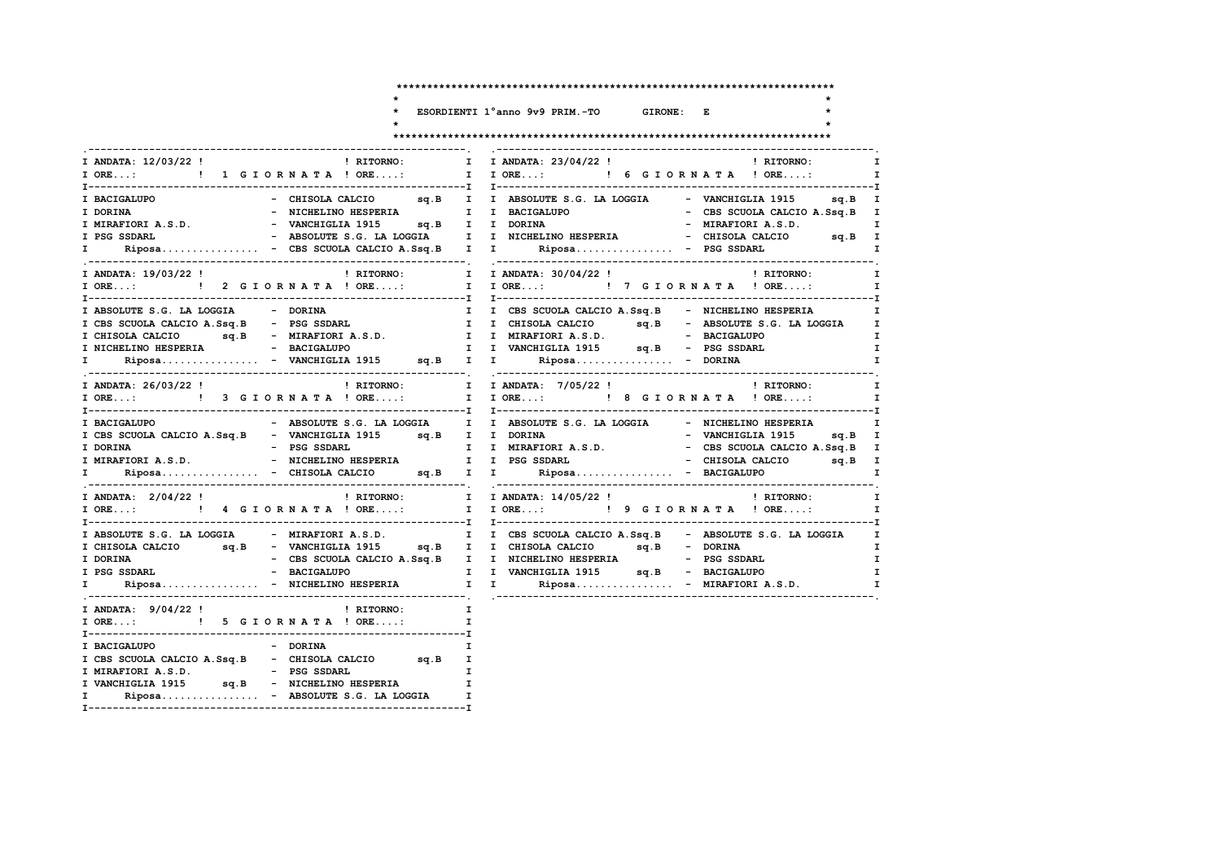# ESORDIENTI 1°anno 9v9 PRIM.-TO GIRONE: E

## 1 GIORNATA

ANDATA: 12/03/22 | RITORNO:

| Casa | Ospite |
|---|---|
| BACIGALUPO | CHISOLA CALCIO sq.B |
| DORINA | NICHELINO HESPERIA |
| MIRAFIORI A.S.D. | VANCHIGLIA 1915 sq.B |
| PSG SSDARL | ABSOLUTE S.G. LA LOGGIA |
| Riposa................ | CBS SCUOLA CALCIO A.Ssq.B |

## 2 GIORNATA

ANDATA: 19/03/22 | RITORNO:

| Casa | Ospite |
|---|---|
| ABSOLUTE S.G. LA LOGGIA | DORINA |
| CBS SCUOLA CALCIO A.Ssq.B | PSG SSDARL |
| CHISOLA CALCIO sq.B | MIRAFIORI A.S.D. |
| NICHELINO HESPERIA | BACIGALUPO |
| Riposa................ | VANCHIGLIA 1915 sq.B |

## 3 GIORNATA

ANDATA: 26/03/22 | RITORNO:

| Casa | Ospite |
|---|---|
| BACIGALUPO | ABSOLUTE S.G. LA LOGGIA |
| CBS SCUOLA CALCIO A.Ssq.B | VANCHIGLIA 1915 sq.B |
| DORINA | PSG SSDARL |
| MIRAFIORI A.S.D. | NICHELINO HESPERIA |
| Riposa................ | CHISOLA CALCIO sq.B |

## 4 GIORNATA

ANDATA: 2/04/22 | RITORNO:

| Casa | Ospite |
|---|---|
| ABSOLUTE S.G. LA LOGGIA | MIRAFIORI A.S.D. |
| CHISOLA CALCIO sq.B | VANCHIGLIA 1915 sq.B |
| DORINA | CBS SCUOLA CALCIO A.Ssq.B |
| PSG SSDARL | BACIGALUPO |
| Riposa................ | NICHELINO HESPERIA |

## 5 GIORNATA

ANDATA: 9/04/22 | RITORNO:

| Casa | Ospite |
|---|---|
| BACIGALUPO | DORINA |
| CBS SCUOLA CALCIO A.Ssq.B | CHISOLA CALCIO sq.B |
| MIRAFIORI A.S.D. | PSG SSDARL |
| VANCHIGLIA 1915 sq.B | NICHELINO HESPERIA |
| Riposa................ | ABSOLUTE S.G. LA LOGGIA |

## 6 GIORNATA

ANDATA: 23/04/22 | RITORNO:

| Casa | Ospite |
|---|---|
| ABSOLUTE S.G. LA LOGGIA | VANCHIGLIA 1915 sq.B |
| BACIGALUPO | CBS SCUOLA CALCIO A.Ssq.B |
| DORINA | MIRAFIORI A.S.D. |
| NICHELINO HESPERIA | CHISOLA CALCIO sq.B |
| Riposa................ | PSG SSDARL |

## 7 GIORNATA

ANDATA: 30/04/22 | RITORNO:

| Casa | Ospite |
|---|---|
| CBS SCUOLA CALCIO A.Ssq.B | NICHELINO HESPERIA |
| CHISOLA CALCIO sq.B | ABSOLUTE S.G. LA LOGGIA |
| MIRAFIORI A.S.D. | BACIGALUPO |
| VANCHIGLIA 1915 sq.B | PSG SSDARL |
| Riposa................ | DORINA |

## 8 GIORNATA

ANDATA: 7/05/22 | RITORNO:

| Casa | Ospite |
|---|---|
| ABSOLUTE S.G. LA LOGGIA | NICHELINO HESPERIA |
| DORINA | VANCHIGLIA 1915 sq.B |
| MIRAFIORI A.S.D. | CBS SCUOLA CALCIO A.Ssq.B |
| PSG SSDARL | CHISOLA CALCIO sq.B |
| Riposa................ | BACIGALUPO |

## 9 GIORNATA

ANDATA: 14/05/22 | RITORNO:

| Casa | Ospite |
|---|---|
| CBS SCUOLA CALCIO A.Ssq.B | ABSOLUTE S.G. LA LOGGIA |
| CHISOLA CALCIO sq.B | DORINA |
| NICHELINO HESPERIA | PSG SSDARL |
| VANCHIGLIA 1915 sq.B | BACIGALUPO |
| Riposa................ | MIRAFIORI A.S.D. |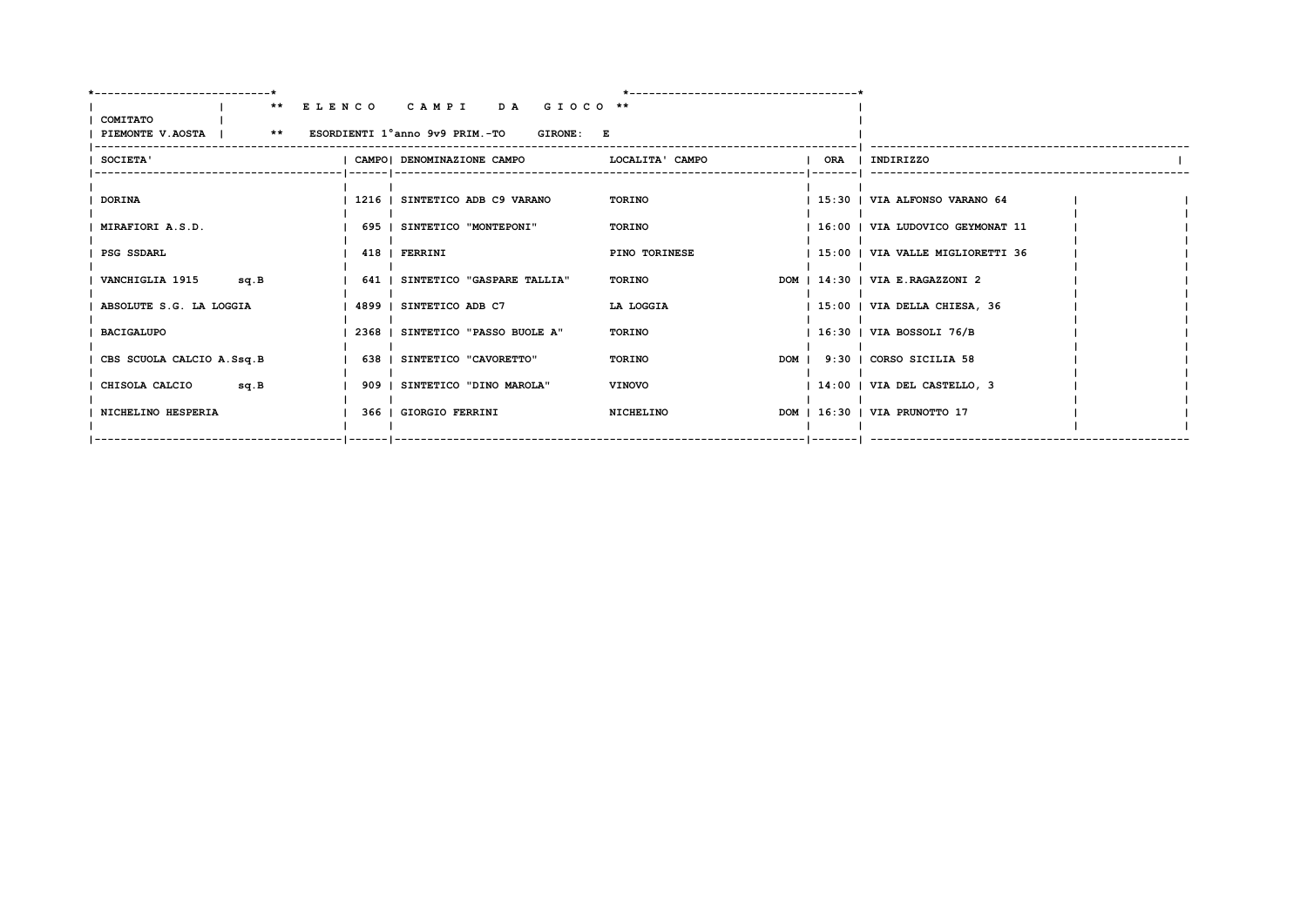** E L E N C O   C A M P I   D A   G I O C O **

COMITATO PIEMONTE V.AOSTA

** ESORDIENTI 1°anno 9v9 PRIM.-TO GIRONE: E

| SOCIETA' | CAMPO | DENOMINAZIONE CAMPO | LOCALITA' CAMPO | | ORA | INDIRIZZO |
|---|---|---|---|---|---|---|
| DORINA | 1216 | SINTETICO ADB C9 VARANO | TORINO | | 15:30 | VIA ALFONSO VARANO 64 |
| MIRAFIORI A.S.D. | 695 | SINTETICO "MONTEPONI" | TORINO | | 16:00 | VIA LUDOVICO GEYMONAT 11 |
| PSG SSDARL | 418 | FERRINI | PINO TORINESE | | 15:00 | VIA VALLE MIGLIORETTI 36 |
| VANCHIGLIA 1915 sq.B | 641 | SINTETICO "GASPARE TALLIA" | TORINO | DOM | 14:30 | VIA E.RAGAZZONI 2 |
| ABSOLUTE S.G. LA LOGGIA | 4899 | SINTETICO ADB C7 | LA LOGGIA | | 15:00 | VIA DELLA CHIESA, 36 |
| BACIGALUPO | 2368 | SINTETICO "PASSO BUOLE A" | TORINO | | 16:30 | VIA BOSSOLI 76/B |
| CBS SCUOLA CALCIO A.Ssq.B | 638 | SINTETICO "CAVORETTO" | TORINO | DOM | 9:30 | CORSO SICILIA 58 |
| CHISOLA CALCIO sq.B | 909 | SINTETICO "DINO MAROLA" | VINOVO | | 14:00 | VIA DEL CASTELLO, 3 |
| NICHELINO HESPERIA | 366 | GIORGIO FERRINI | NICHELINO | DOM | 16:30 | VIA PRUNOTTO 17 |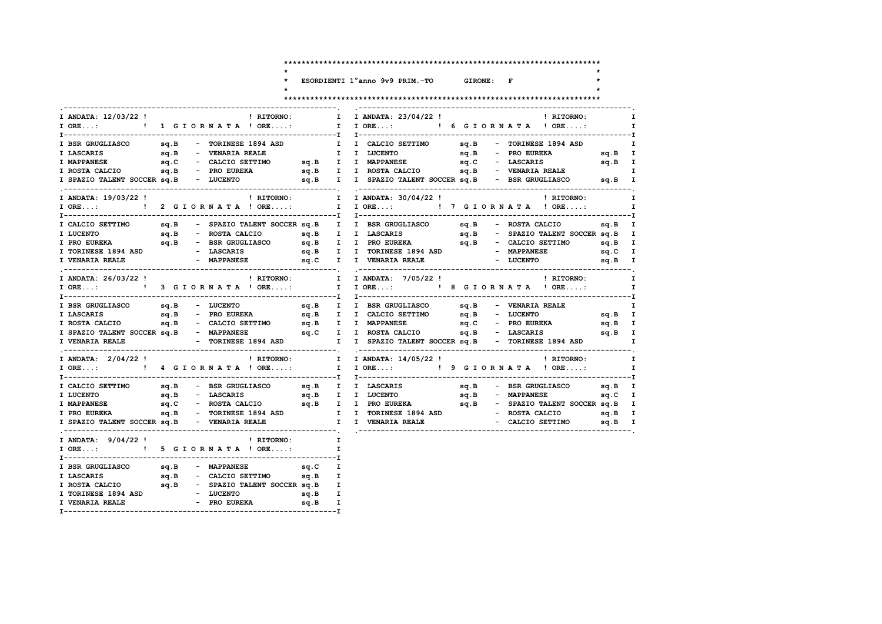# ESORDIENTI 1°anno 9v9 PRIM.-TO GIRONE: F

## 1 GIORNATA — ANDATA: 12/03/22

| Casa | | | Ospite | |
|---|---|---|---|---|
| BSR GRUGLIASCO | sq.B | - | TORINESE 1894 ASD | |
| LASCARIS | sq.B | - | VENARIA REALE | |
| MAPPANESE | sq.C | - | CALCIO SETTIMO | sq.B |
| ROSTA CALCIO | sq.B | - | PRO EUREKA | sq.B |
| SPAZIO TALENT SOCCER | sq.B | - | LUCENTO | sq.B |

## 2 GIORNATA — ANDATA: 19/03/22

| Casa | | | Ospite | |
|---|---|---|---|---|
| CALCIO SETTIMO | sq.B | - | SPAZIO TALENT SOCCER | sq.B |
| LUCENTO | sq.B | - | ROSTA CALCIO | sq.B |
| PRO EUREKA | sq.B | - | BSR GRUGLIASCO | sq.B |
| TORINESE 1894 ASD | | - | LASCARIS | sq.B |
| VENARIA REALE | | - | MAPPANESE | sq.C |

## 3 GIORNATA — ANDATA: 26/03/22

| Casa | | | Ospite | |
|---|---|---|---|---|
| BSR GRUGLIASCO | sq.B | - | LUCENTO | sq.B |
| LASCARIS | sq.B | - | PRO EUREKA | sq.B |
| ROSTA CALCIO | sq.B | - | CALCIO SETTIMO | sq.B |
| SPAZIO TALENT SOCCER | sq.B | - | MAPPANESE | sq.C |
| VENARIA REALE | | - | TORINESE 1894 ASD | |

## 4 GIORNATA — ANDATA: 2/04/22

| Casa | | | Ospite | |
|---|---|---|---|---|
| CALCIO SETTIMO | sq.B | - | BSR GRUGLIASCO | sq.B |
| LUCENTO | sq.B | - | LASCARIS | sq.B |
| MAPPANESE | sq.C | - | ROSTA CALCIO | sq.B |
| PRO EUREKA | sq.B | - | TORINESE 1894 ASD | |
| SPAZIO TALENT SOCCER | sq.B | - | VENARIA REALE | |

## 5 GIORNATA — ANDATA: 9/04/22

| Casa | | | Ospite | |
|---|---|---|---|---|
| BSR GRUGLIASCO | sq.B | - | MAPPANESE | sq.C |
| LASCARIS | sq.B | - | CALCIO SETTIMO | sq.B |
| ROSTA CALCIO | sq.B | - | SPAZIO TALENT SOCCER | sq.B |
| TORINESE 1894 ASD | | - | LUCENTO | sq.B |
| VENARIA REALE | | - | PRO EUREKA | sq.B |

## 6 GIORNATA — ANDATA: 23/04/22

| Casa | | | Ospite | |
|---|---|---|---|---|
| CALCIO SETTIMO | sq.B | - | TORINESE 1894 ASD | |
| LUCENTO | sq.B | - | PRO EUREKA | sq.B |
| MAPPANESE | sq.C | - | LASCARIS | sq.B |
| ROSTA CALCIO | sq.B | - | VENARIA REALE | |
| SPAZIO TALENT SOCCER | sq.B | - | BSR GRUGLIASCO | sq.B |

## 7 GIORNATA — ANDATA: 30/04/22

| Casa | | | Ospite | |
|---|---|---|---|---|
| BSR GRUGLIASCO | sq.B | - | ROSTA CALCIO | sq.B |
| LASCARIS | sq.B | - | SPAZIO TALENT SOCCER | sq.B |
| PRO EUREKA | sq.B | - | CALCIO SETTIMO | sq.B |
| TORINESE 1894 ASD | | - | MAPPANESE | sq.C |
| VENARIA REALE | | - | LUCENTO | sq.B |

## 8 GIORNATA — ANDATA: 7/05/22

| Casa | | | Ospite | |
|---|---|---|---|---|
| BSR GRUGLIASCO | sq.B | - | VENARIA REALE | |
| CALCIO SETTIMO | sq.B | - | LUCENTO | sq.B |
| MAPPANESE | sq.C | - | PRO EUREKA | sq.B |
| ROSTA CALCIO | sq.B | - | LASCARIS | sq.B |
| SPAZIO TALENT SOCCER | sq.B | - | TORINESE 1894 ASD | |

## 9 GIORNATA — ANDATA: 14/05/22

| Casa | | | Ospite | |
|---|---|---|---|---|
| LASCARIS | sq.B | - | BSR GRUGLIASCO | sq.B |
| LUCENTO | sq.B | - | MAPPANESE | sq.C |
| PRO EUREKA | sq.B | - | SPAZIO TALENT SOCCER | sq.B |
| TORINESE 1894 ASD | | - | ROSTA CALCIO | sq.B |
| VENARIA REALE | | - | CALCIO SETTIMO | sq.B |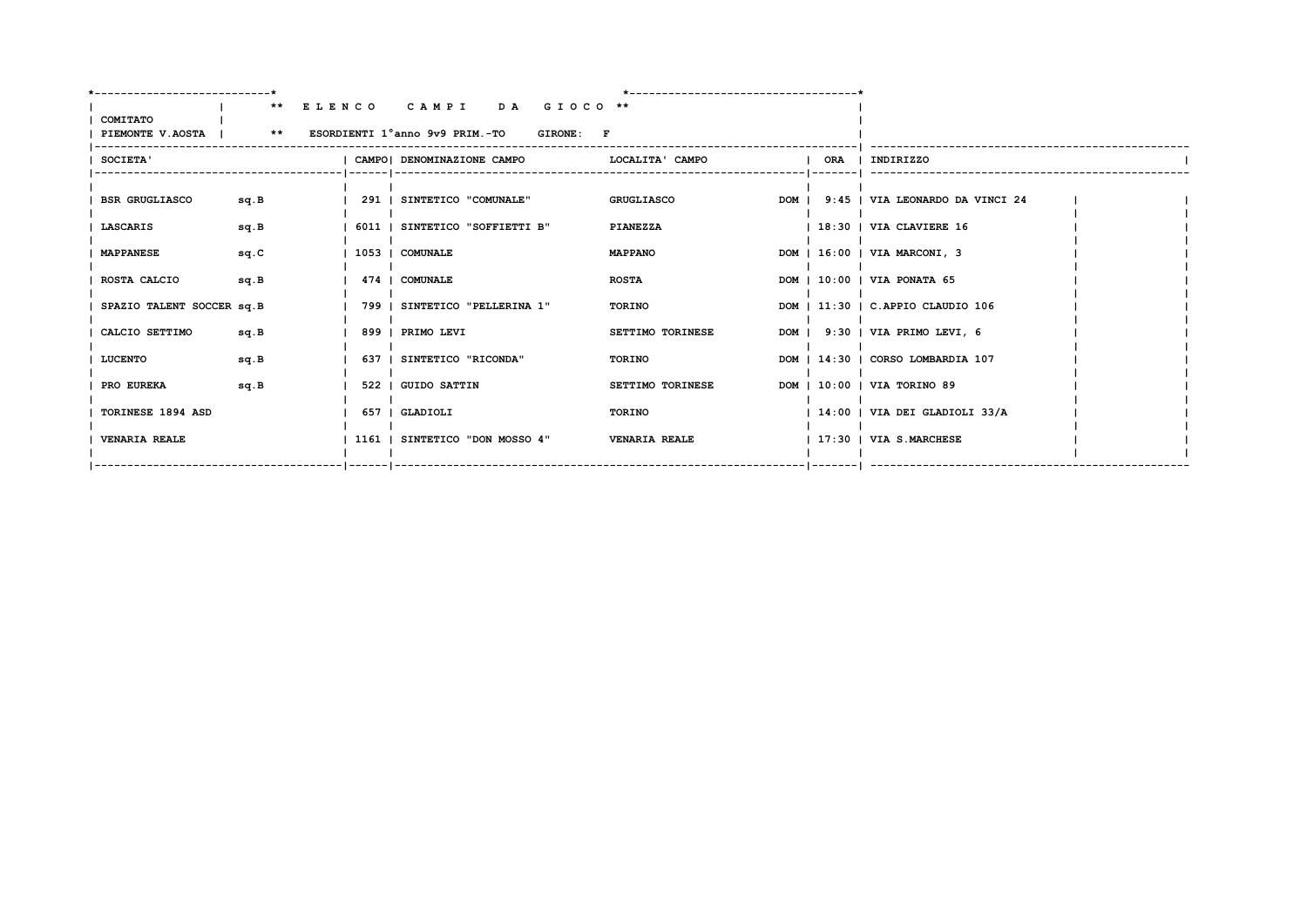** E L E N C O   C A M P I   D A   G I O C O **

COMITATO
PIEMONTE V.AOSTA | ** ESORDIENTI 1°anno 9v9 PRIM.-TO GIRONE: F

| SOCIETA' | | CAMPO | DENOMINAZIONE CAMPO | LOCALITA' CAMPO | | ORA | INDIRIZZO |
|---|---|---|---|---|---|---|---|
| BSR GRUGLIASCO | sq.B | 291 | SINTETICO "COMUNALE" | GRUGLIASCO | DOM | 9:45 | VIA LEONARDO DA VINCI 24 |
| LASCARIS | sq.B | 6011 | SINTETICO "SOFFIETTI B" | PIANEZZA | | 18:30 | VIA CLAVIERE 16 |
| MAPPANESE | sq.C | 1053 | COMUNALE | MAPPANO | DOM | 16:00 | VIA MARCONI, 3 |
| ROSTA CALCIO | sq.B | 474 | COMUNALE | ROSTA | DOM | 10:00 | VIA PONATA 65 |
| SPAZIO TALENT SOCCER | sq.B | 799 | SINTETICO "PELLERINA 1" | TORINO | DOM | 11:30 | C.APPIO CLAUDIO 106 |
| CALCIO SETTIMO | sq.B | 899 | PRIMO LEVI | SETTIMO TORINESE | DOM | 9:30 | VIA PRIMO LEVI, 6 |
| LUCENTO | sq.B | 637 | SINTETICO "RICONDA" | TORINO | DOM | 14:30 | CORSO LOMBARDIA 107 |
| PRO EUREKA | sq.B | 522 | GUIDO SATTIN | SETTIMO TORINESE | DOM | 10:00 | VIA TORINO 89 |
| TORINESE 1894 ASD | | 657 | GLADIOLI | TORINO | | 14:00 | VIA DEI GLADIOLI 33/A |
| VENARIA REALE | | 1161 | SINTETICO "DON MOSSO 4" | VENARIA REALE | | 17:30 | VIA S.MARCHESE |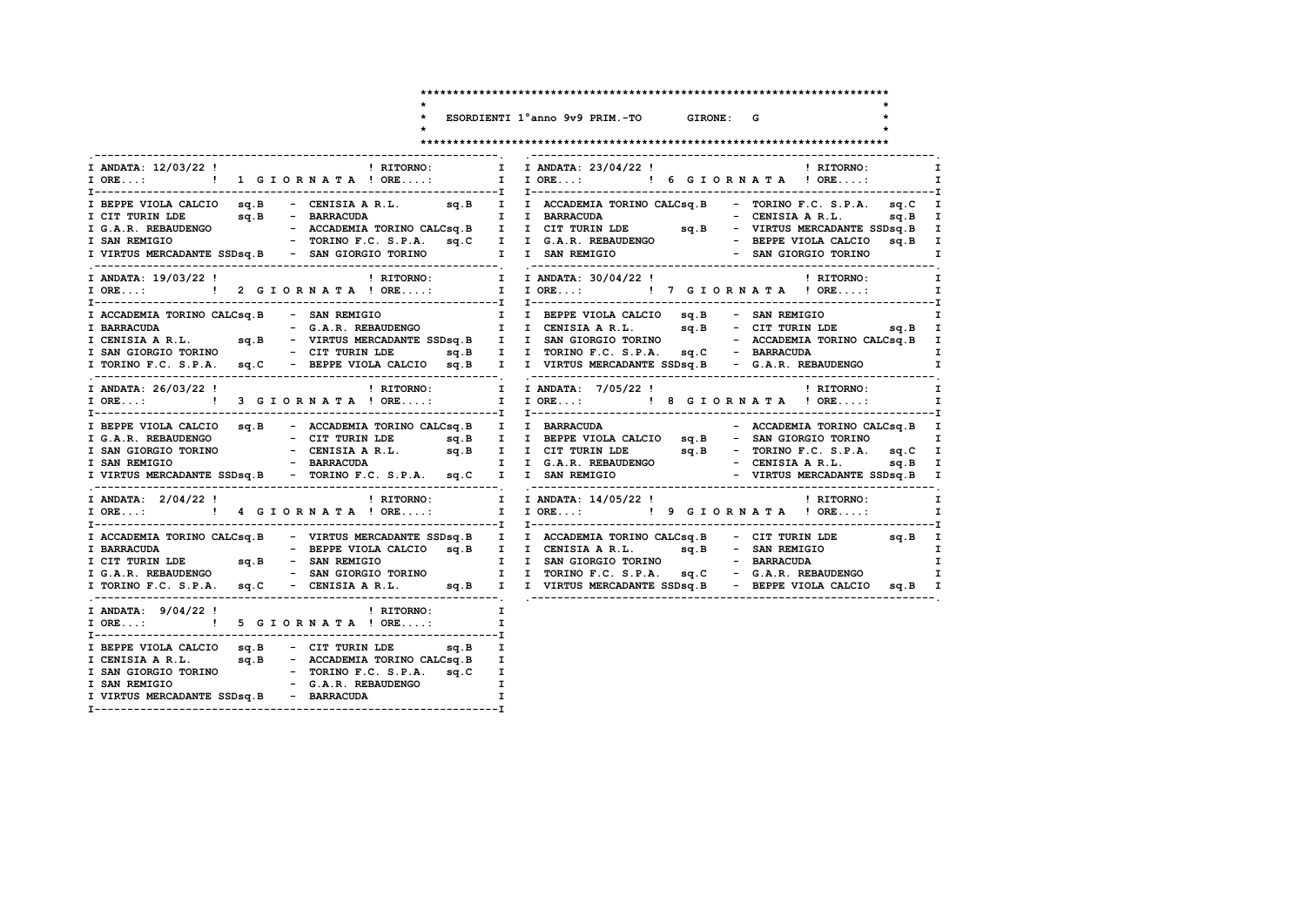# ESORDIENTI 1°anno 9v9 PRIM.-TO GIRONE: G

**ANDATA: 12/03/22 — 1 GIORNATA** — RITORNO: — ORE...:

| | |
|---|---|
| BEPPE VIOLA CALCIO sq.B | CENISIA A R.L. sq.B |
| CIT TURIN LDE sq.B | BARRACUDA |
| G.A.R. REBAUDENGO | ACCADEMIA TORINO CALCsq.B |
| SAN REMIGIO | TORINO F.C. S.P.A. sq.C |
| VIRTUS MERCADANTE SSDsq.B | SAN GIORGIO TORINO |

**ANDATA: 19/03/22 — 2 GIORNATA** — RITORNO: — ORE...:

| | |
|---|---|
| ACCADEMIA TORINO CALCsq.B | SAN REMIGIO |
| BARRACUDA | G.A.R. REBAUDENGO |
| CENISIA A R.L. sq.B | VIRTUS MERCADANTE SSDsq.B |
| SAN GIORGIO TORINO | CIT TURIN LDE sq.B |
| TORINO F.C. S.P.A. sq.C | BEPPE VIOLA CALCIO sq.B |

**ANDATA: 26/03/22 — 3 GIORNATA** — RITORNO: — ORE...:

| | |
|---|---|
| BEPPE VIOLA CALCIO sq.B | ACCADEMIA TORINO CALCsq.B |
| G.A.R. REBAUDENGO | CIT TURIN LDE sq.B |
| SAN GIORGIO TORINO | CENISIA A R.L. sq.B |
| SAN REMIGIO | BARRACUDA |
| VIRTUS MERCADANTE SSDsq.B | TORINO F.C. S.P.A. sq.C |

**ANDATA: 2/04/22 — 4 GIORNATA** — RITORNO: — ORE...:

| | |
|---|---|
| ACCADEMIA TORINO CALCsq.B | VIRTUS MERCADANTE SSDsq.B |
| BARRACUDA | BEPPE VIOLA CALCIO sq.B |
| CIT TURIN LDE sq.B | SAN REMIGIO |
| G.A.R. REBAUDENGO | SAN GIORGIO TORINO |
| TORINO F.C. S.P.A. sq.C | CENISIA A R.L. sq.B |

**ANDATA: 9/04/22 — 5 GIORNATA** — RITORNO: — ORE...:

| | |
|---|---|
| BEPPE VIOLA CALCIO sq.B | CIT TURIN LDE sq.B |
| CENISIA A R.L. sq.B | ACCADEMIA TORINO CALCsq.B |
| SAN GIORGIO TORINO | TORINO F.C. S.P.A. sq.C |
| SAN REMIGIO | G.A.R. REBAUDENGO |
| VIRTUS MERCADANTE SSDsq.B | BARRACUDA |

**ANDATA: 23/04/22 — 6 GIORNATA** — RITORNO: — ORE...:

| | |
|---|---|
| ACCADEMIA TORINO CALCsq.B | TORINO F.C. S.P.A. sq.C |
| BARRACUDA | CENISIA A R.L. sq.B |
| CIT TURIN LDE sq.B | VIRTUS MERCADANTE SSDsq.B |
| G.A.R. REBAUDENGO | BEPPE VIOLA CALCIO sq.B |
| SAN REMIGIO | SAN GIORGIO TORINO |

**ANDATA: 30/04/22 — 7 GIORNATA** — RITORNO: — ORE...:

| | |
|---|---|
| BEPPE VIOLA CALCIO sq.B | SAN REMIGIO |
| CENISIA A R.L. sq.B | CIT TURIN LDE sq.B |
| SAN GIORGIO TORINO | ACCADEMIA TORINO CALCsq.B |
| TORINO F.C. S.P.A. sq.C | BARRACUDA |
| VIRTUS MERCADANTE SSDsq.B | G.A.R. REBAUDENGO |

**ANDATA: 7/05/22 — 8 GIORNATA** — RITORNO: — ORE...:

| | |
|---|---|
| BARRACUDA | ACCADEMIA TORINO CALCsq.B |
| BEPPE VIOLA CALCIO sq.B | SAN GIORGIO TORINO |
| CIT TURIN LDE sq.B | TORINO F.C. S.P.A. sq.C |
| G.A.R. REBAUDENGO | CENISIA A R.L. sq.B |
| SAN REMIGIO | VIRTUS MERCADANTE SSDsq.B |

**ANDATA: 14/05/22 — 9 GIORNATA** — RITORNO: — ORE...:

| | |
|---|---|
| ACCADEMIA TORINO CALCsq.B | CIT TURIN LDE sq.B |
| CENISIA A R.L. sq.B | SAN REMIGIO |
| SAN GIORGIO TORINO | BARRACUDA |
| TORINO F.C. S.P.A. sq.C | G.A.R. REBAUDENGO |
| VIRTUS MERCADANTE SSDsq.B | BEPPE VIOLA CALCIO sq.B |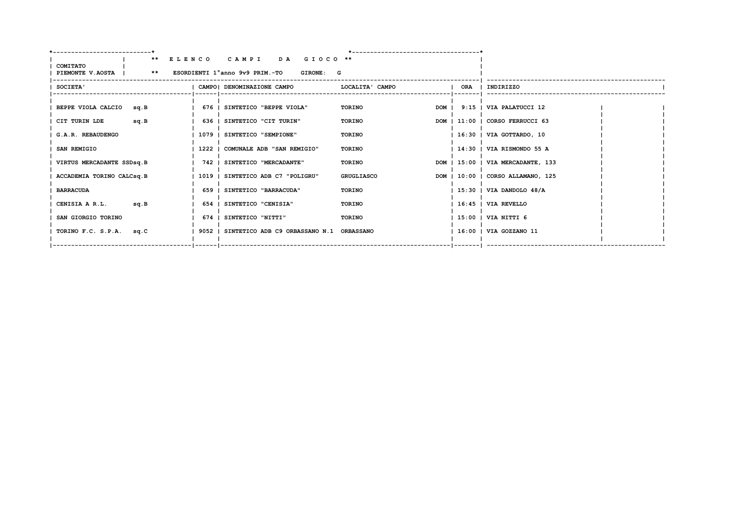**\*\* E L E N C O   C A M P I   D A   G I O C O \*\***

COMITATO
PIEMONTE V.AOSTA

\*\* ESORDIENTI 1°anno 9v9 PRIM.-TO   GIRONE: G

| SOCIETA' | CAMPO | DENOMINAZIONE CAMPO | LOCALITA' CAMPO | | ORA | INDIRIZZO | |
|---|---|---|---|---|---|---|---|
| BEPPE VIOLA CALCIO sq.B | 676 | SINTETICO "BEPPE VIOLA" | TORINO | DOM | 9:15 | VIA PALATUCCI 12 | |
| CIT TURIN LDE sq.B | 636 | SINTETICO "CIT TURIN" | TORINO | DOM | 11:00 | CORSO FERRUCCI 63 | |
| G.A.R. REBAUDENGO | 1079 | SINTETICO "SEMPIONE" | TORINO | | 16:30 | VIA GOTTARDO, 10 | |
| SAN REMIGIO | 1222 | COMUNALE ADB "SAN REMIGIO" | TORINO | | 14:30 | VIA RISMONDO 55 A | |
| VIRTUS MERCADANTE SSDsq.B | 742 | SINTETICO "MERCADANTE" | TORINO | DOM | 15:00 | VIA MERCADANTE, 133 | |
| ACCADEMIA TORINO CALCsq.B | 1019 | SINTETICO ADB C7 "POLIGRU" | GRUGLIASCO | DOM | 10:00 | CORSO ALLAMANO, 125 | |
| BARRACUDA | 659 | SINTETICO "BARRACUDA" | TORINO | | 15:30 | VIA DANDOLO 48/A | |
| CENISIA A R.L. sq.B | 654 | SINTETICO "CENISIA" | TORINO | | 16:45 | VIA REVELLO | |
| SAN GIORGIO TORINO | 674 | SINTETICO "NITTI" | TORINO | | 15:00 | VIA NITTI 6 | |
| TORINO F.C. S.P.A. sq.C | 9052 | SINTETICO ADB C9 ORBASSANO N.1 | ORBASSANO | | 16:00 | VIA GOZZANO 11 | |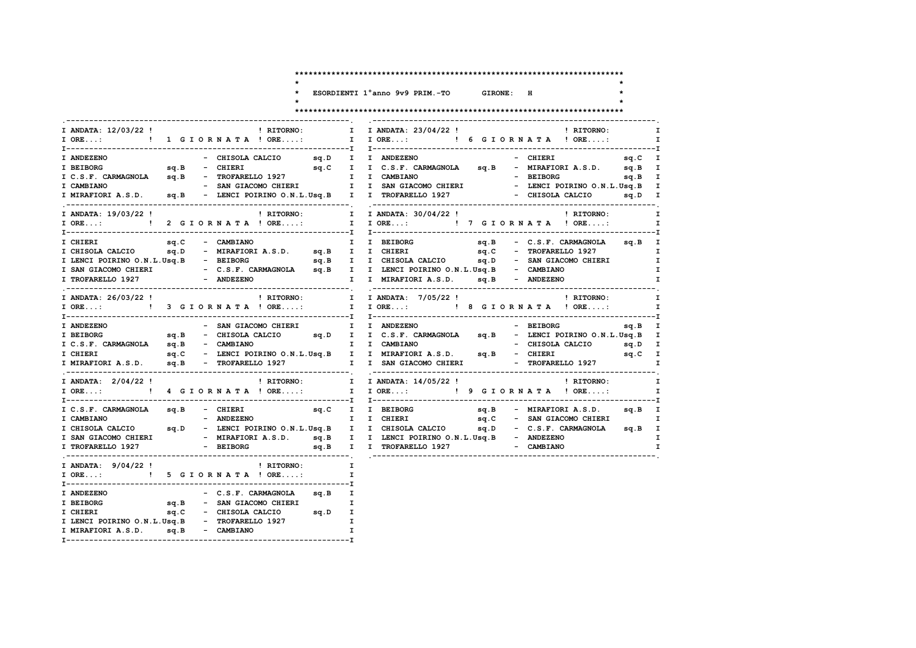# ESORDIENTI 1°anno 9v9 PRIM.-TO GIRONE: H

### 1 GIORNATA — ANDATA: 12/03/22

| Casa | | Ospite | |
|---|---|---|---|
| ANDEZENO | | CHISOLA CALCIO | sq.D |
| BEIBORG | sq.B | CHIERI | sq.C |
| C.S.F. CARMAGNOLA | sq.B | TROFARELLO 1927 | |
| CAMBIANO | | SAN GIACOMO CHIERI | |
| MIRAFIORI A.S.D. | sq.B | LENCI POIRINO O.N.L.U | sq.B |

### 2 GIORNATA — ANDATA: 19/03/22

| Casa | | Ospite | |
|---|---|---|---|
| CHIERI | sq.C | CAMBIANO | |
| CHISOLA CALCIO | sq.D | MIRAFIORI A.S.D. | sq.B |
| LENCI POIRINO O.N.L.U | sq.B | BEIBORG | sq.B |
| SAN GIACOMO CHIERI | | C.S.F. CARMAGNOLA | sq.B |
| TROFARELLO 1927 | | ANDEZENO | |

### 3 GIORNATA — ANDATA: 26/03/22

| Casa | | Ospite | |
|---|---|---|---|
| ANDEZENO | | SAN GIACOMO CHIERI | |
| BEIBORG | sq.B | CHISOLA CALCIO | sq.D |
| C.S.F. CARMAGNOLA | sq.B | CAMBIANO | |
| CHIERI | sq.C | LENCI POIRINO O.N.L.U | sq.B |
| MIRAFIORI A.S.D. | sq.B | TROFARELLO 1927 | |

### 4 GIORNATA — ANDATA: 2/04/22

| Casa | | Ospite | |
|---|---|---|---|
| C.S.F. CARMAGNOLA | sq.B | CHIERI | sq.C |
| CAMBIANO | | ANDEZENO | |
| CHISOLA CALCIO | sq.D | LENCI POIRINO O.N.L.U | sq.B |
| SAN GIACOMO CHIERI | | MIRAFIORI A.S.D. | sq.B |
| TROFARELLO 1927 | | BEIBORG | sq.B |

### 5 GIORNATA — ANDATA: 9/04/22

| Casa | | Ospite | |
|---|---|---|---|
| ANDEZENO | | C.S.F. CARMAGNOLA | sq.B |
| BEIBORG | sq.B | SAN GIACOMO CHIERI | |
| CHIERI | sq.C | CHISOLA CALCIO | sq.D |
| LENCI POIRINO O.N.L.U | sq.B | TROFARELLO 1927 | |
| MIRAFIORI A.S.D. | sq.B | CAMBIANO | |

### 6 GIORNATA — ANDATA: 23/04/22

| Casa | | Ospite | |
|---|---|---|---|
| ANDEZENO | | CHIERI | sq.C |
| C.S.F. CARMAGNOLA | sq.B | MIRAFIORI A.S.D. | sq.B |
| CAMBIANO | | BEIBORG | sq.B |
| SAN GIACOMO CHIERI | | LENCI POIRINO O.N.L.U | sq.B |
| TROFARELLO 1927 | | CHISOLA CALCIO | sq.D |

### 7 GIORNATA — ANDATA: 30/04/22

| Casa | | Ospite | |
|---|---|---|---|
| BEIBORG | sq.B | C.S.F. CARMAGNOLA | sq.B |
| CHIERI | sq.C | TROFARELLO 1927 | |
| CHISOLA CALCIO | sq.D | SAN GIACOMO CHIERI | |
| LENCI POIRINO O.N.L.U | sq.B | CAMBIANO | |
| MIRAFIORI A.S.D. | sq.B | ANDEZENO | |

### 8 GIORNATA — ANDATA: 7/05/22

| Casa | | Ospite | |
|---|---|---|---|
| ANDEZENO | | BEIBORG | sq.B |
| C.S.F. CARMAGNOLA | sq.B | LENCI POIRINO O.N.L.U | sq.B |
| CAMBIANO | | CHISOLA CALCIO | sq.D |
| MIRAFIORI A.S.D. | sq.B | CHIERI | sq.C |
| SAN GIACOMO CHIERI | | TROFARELLO 1927 | |

### 9 GIORNATA — ANDATA: 14/05/22

| Casa | | Ospite | |
|---|---|---|---|
| BEIBORG | sq.B | MIRAFIORI A.S.D. | sq.B |
| CHIERI | sq.C | SAN GIACOMO CHIERI | |
| CHISOLA CALCIO | sq.D | C.S.F. CARMAGNOLA | sq.B |
| LENCI POIRINO O.N.L.U | sq.B | ANDEZENO | |
| TROFARELLO 1927 | | CAMBIANO | |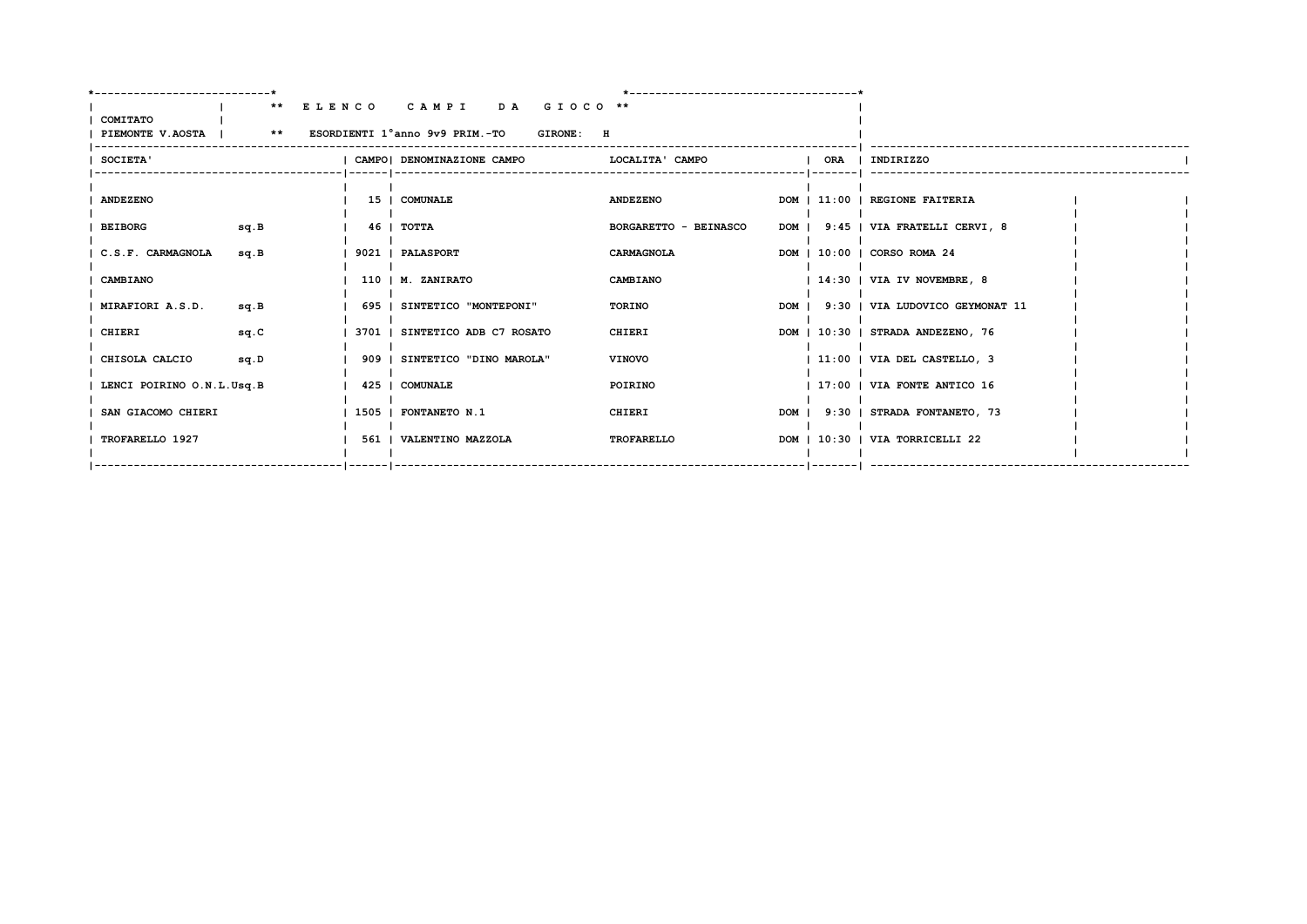**\*\* E L E N C O   C A M P I   D A   G I O C O \*\***

COMITATO PIEMONTE V.AOSTA

\*\* ESORDIENTI 1°anno 9v9 PRIM.-TO   GIRONE: H

| SOCIETA' | | CAMPO | DENOMINAZIONE CAMPO | LOCALITA' CAMPO | | ORA | INDIRIZZO |
|---|---|---|---|---|---|---|---|
| ANDEZENO | | 15 | COMUNALE | ANDEZENO | DOM | 11:00 | REGIONE FAITERIA |
| BEIBORG | sq.B | 46 | TOTTA | BORGARETTO - BEINASCO | DOM | 9:45 | VIA FRATELLI CERVI, 8 |
| C.S.F. CARMAGNOLA | sq.B | 9021 | PALASPORT | CARMAGNOLA | DOM | 10:00 | CORSO ROMA 24 |
| CAMBIANO | | 110 | M. ZANIRATO | CAMBIANO | | 14:30 | VIA IV NOVEMBRE, 8 |
| MIRAFIORI A.S.D. | sq.B | 695 | SINTETICO "MONTEPONI" | TORINO | DOM | 9:30 | VIA LUDOVICO GEYMONAT 11 |
| CHIERI | sq.C | 3701 | SINTETICO ADB C7 ROSATO | CHIERI | DOM | 10:30 | STRADA ANDEZENO, 76 |
| CHISOLA CALCIO | sq.D | 909 | SINTETICO "DINO MAROLA" | VINOVO | | 11:00 | VIA DEL CASTELLO, 3 |
| LENCI POIRINO O.N.L.U | sq.B | 425 | COMUNALE | POIRINO | | 17:00 | VIA FONTE ANTICO 16 |
| SAN GIACOMO CHIERI | | 1505 | FONTANETO N.1 | CHIERI | DOM | 9:30 | STRADA FONTANETO, 73 |
| TROFARELLO 1927 | | 561 | VALENTINO MAZZOLA | TROFARELLO | DOM | 10:30 | VIA TORRICELLI 22 |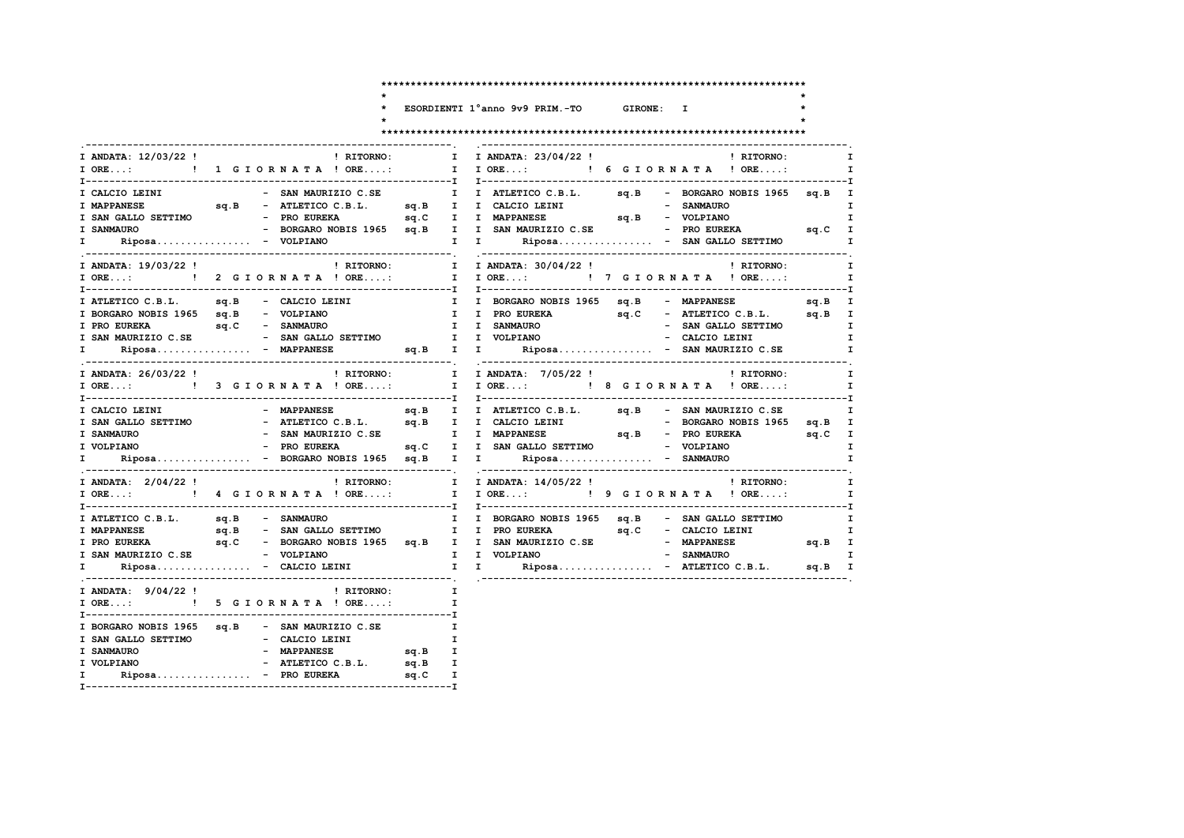# ESORDIENTI 1°anno 9v9 PRIM.-TO GIRONE: I

## 1 GIORNATA

ANDATA: 12/03/22 ! RITORNO: ! ORE...: ! ORE....:

| | | | |
|---|---|---|---|
| CALCIO LEINI | | SAN MAURIZIO C.SE | |
| MAPPANESE | sq.B | ATLETICO C.B.L. | sq.B |
| SAN GALLO SETTIMO | | PRO EUREKA | sq.C |
| SANMAURO | | BORGARO NOBIS 1965 | sq.B |
| Riposa................ | | VOLPIANO | |

## 2 GIORNATA

ANDATA: 19/03/22 ! RITORNO: ! ORE...: ! ORE....:

| | | | |
|---|---|---|---|
| ATLETICO C.B.L. | sq.B | CALCIO LEINI | |
| BORGARO NOBIS 1965 | sq.B | VOLPIANO | |
| PRO EUREKA | sq.C | SANMAURO | |
| SAN MAURIZIO C.SE | | SAN GALLO SETTIMO | |
| Riposa................ | | MAPPANESE | sq.B |

## 3 GIORNATA

ANDATA: 26/03/22 ! RITORNO: ! ORE...: ! ORE....:

| | | | |
|---|---|---|---|
| CALCIO LEINI | | MAPPANESE | sq.B |
| SAN GALLO SETTIMO | | ATLETICO C.B.L. | sq.B |
| SANMAURO | | SAN MAURIZIO C.SE | |
| VOLPIANO | | PRO EUREKA | sq.C |
| Riposa................ | | BORGARO NOBIS 1965 | sq.B |

## 4 GIORNATA

ANDATA: 2/04/22 ! RITORNO: ! ORE...: ! ORE....:

| | | | |
|---|---|---|---|
| ATLETICO C.B.L. | sq.B | SANMAURO | |
| MAPPANESE | sq.B | SAN GALLO SETTIMO | |
| PRO EUREKA | sq.C | BORGARO NOBIS 1965 | sq.B |
| SAN MAURIZIO C.SE | | VOLPIANO | |
| Riposa................ | | CALCIO LEINI | |

## 5 GIORNATA

ANDATA: 9/04/22 ! RITORNO: ! ORE...: ! ORE....:

| | | | |
|---|---|---|---|
| BORGARO NOBIS 1965 | sq.B | SAN MAURIZIO C.SE | |
| SAN GALLO SETTIMO | | CALCIO LEINI | |
| SANMAURO | | MAPPANESE | sq.B |
| VOLPIANO | | ATLETICO C.B.L. | sq.B |
| Riposa................ | | PRO EUREKA | sq.C |

## 6 GIORNATA

ANDATA: 23/04/22 ! RITORNO: ! ORE...: ! ORE....:

| | | | |
|---|---|---|---|
| ATLETICO C.B.L. | sq.B | BORGARO NOBIS 1965 | sq.B |
| CALCIO LEINI | | SANMAURO | |
| MAPPANESE | sq.B | VOLPIANO | |
| SAN MAURIZIO C.SE | | PRO EUREKA | sq.C |
| Riposa................ | | SAN GALLO SETTIMO | |

## 7 GIORNATA

ANDATA: 30/04/22 ! RITORNO: ! ORE...: ! ORE....:

| | | | |
|---|---|---|---|
| BORGARO NOBIS 1965 | sq.B | MAPPANESE | sq.B |
| PRO EUREKA | sq.C | ATLETICO C.B.L. | sq.B |
| SANMAURO | | SAN GALLO SETTIMO | |
| VOLPIANO | | CALCIO LEINI | |
| Riposa................ | | SAN MAURIZIO C.SE | |

## 8 GIORNATA

ANDATA: 7/05/22 ! RITORNO: ! ORE...: ! ORE....:

| | | | |
|---|---|---|---|
| ATLETICO C.B.L. | sq.B | SAN MAURIZIO C.SE | |
| CALCIO LEINI | | BORGARO NOBIS 1965 | sq.B |
| MAPPANESE | sq.B | PRO EUREKA | sq.C |
| SAN GALLO SETTIMO | | VOLPIANO | |
| Riposa................ | | SANMAURO | |

## 9 GIORNATA

ANDATA: 14/05/22 ! RITORNO: ! ORE...: ! ORE....:

| | | | |
|---|---|---|---|
| BORGARO NOBIS 1965 | sq.B | SAN GALLO SETTIMO | |
| PRO EUREKA | sq.C | CALCIO LEINI | |
| SAN MAURIZIO C.SE | | MAPPANESE | sq.B |
| VOLPIANO | | SANMAURO | |
| Riposa................ | | ATLETICO C.B.L. | sq.B |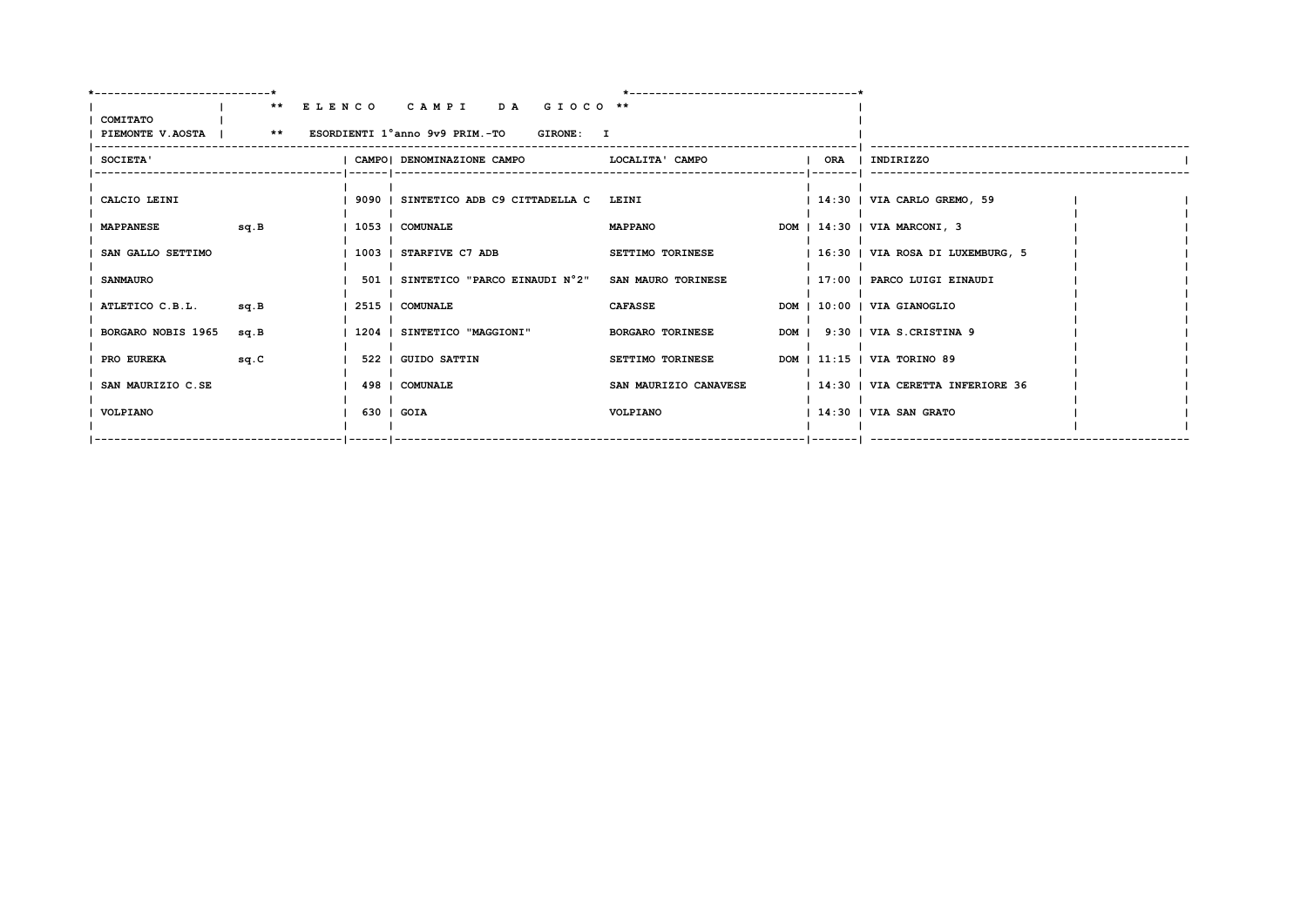## ** ELENCO CAMPI DA GIOCO **

COMITATO PIEMONTE V.AOSTA

** ESORDIENTI 1°anno 9v9 PRIM.-TO GIRONE: I

| SOCIETA' | | CAMPO | DENOMINAZIONE CAMPO | LOCALITA' CAMPO | | ORA | INDIRIZZO |
|---|---|---|---|---|---|---|---|
| CALCIO LEINI | | 9090 | SINTETICO ADB C9 CITTADELLA C | LEINI | | 14:30 | VIA CARLO GREMO, 59 |
| MAPPANESE | sq.B | 1053 | COMUNALE | MAPPANO | DOM | 14:30 | VIA MARCONI, 3 |
| SAN GALLO SETTIMO | | 1003 | STARFIVE C7 ADB | SETTIMO TORINESE | | 16:30 | VIA ROSA DI LUXEMBURG, 5 |
| SANMAURO | | 501 | SINTETICO "PARCO EINAUDI N°2" | SAN MAURO TORINESE | | 17:00 | PARCO LUIGI EINAUDI |
| ATLETICO C.B.L. | sq.B | 2515 | COMUNALE | CAFASSE | DOM | 10:00 | VIA GIANOGLIO |
| BORGARO NOBIS 1965 | sq.B | 1204 | SINTETICO "MAGGIONI" | BORGARO TORINESE | DOM | 9:30 | VIA S.CRISTINA 9 |
| PRO EUREKA | sq.C | 522 | GUIDO SATTIN | SETTIMO TORINESE | DOM | 11:15 | VIA TORINO 89 |
| SAN MAURIZIO C.SE | | 498 | COMUNALE | SAN MAURIZIO CANAVESE | | 14:30 | VIA CERETTA INFERIORE 36 |
| VOLPIANO | | 630 | GOIA | VOLPIANO | | 14:30 | VIA SAN GRATO |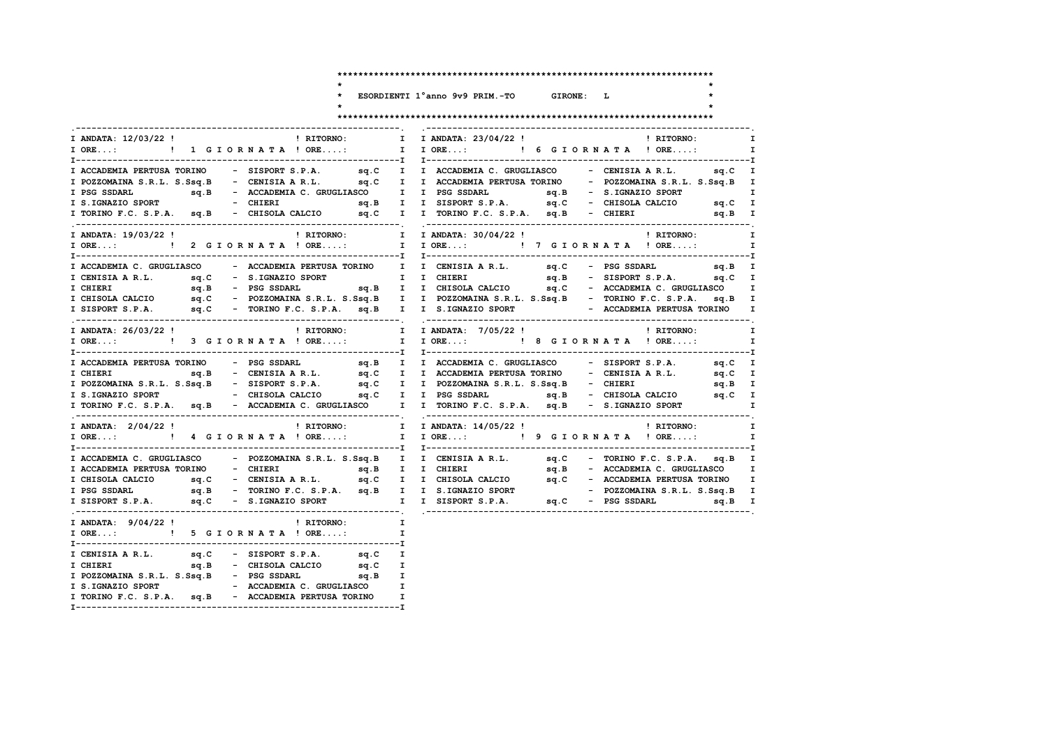# ESORDIENTI 1°anno 9v9 PRIM.-TO GIRONE: L

### 1 GIORNATA

ANDATA: 12/03/22 ! RITORNO:
ORE...: ! ORE....:

| | | |
|---|---|---|
| ACCADEMIA PERTUSA TORINO | - | SISPORT S.P.A. sq.C |
| POZZOMAINA S.R.L. S.Ssq.B | - | CENISIA A R.L. sq.C |
| PSG SSDARL sq.B | - | ACCADEMIA C. GRUGLIASCO |
| S.IGNAZIO SPORT | - | CHIERI sq.B |
| TORINO F.C. S.P.A. sq.B | - | CHISOLA CALCIO sq.C |

### 2 GIORNATA

ANDATA: 19/03/22 ! RITORNO:
ORE...: ! ORE....:

| | | |
|---|---|---|
| ACCADEMIA C. GRUGLIASCO | - | ACCADEMIA PERTUSA TORINO |
| CENISIA A R.L. sq.C | - | S.IGNAZIO SPORT |
| CHIERI sq.B | - | PSG SSDARL sq.B |
| CHISOLA CALCIO sq.C | - | POZZOMAINA S.R.L. S.Ssq.B |
| SISPORT S.P.A. sq.C | - | TORINO F.C. S.P.A. sq.B |

### 3 GIORNATA

ANDATA: 26/03/22 ! RITORNO:
ORE...: ! ORE....:

| | | |
|---|---|---|
| ACCADEMIA PERTUSA TORINO | - | PSG SSDARL sq.B |
| CHIERI sq.B | - | CENISIA A R.L. sq.C |
| POZZOMAINA S.R.L. S.Ssq.B | - | SISPORT S.P.A. sq.C |
| S.IGNAZIO SPORT | - | CHISOLA CALCIO sq.C |
| TORINO F.C. S.P.A. sq.B | - | ACCADEMIA C. GRUGLIASCO |

### 4 GIORNATA

ANDATA: 2/04/22 ! RITORNO:
ORE...: ! ORE....:

| | | |
|---|---|---|
| ACCADEMIA C. GRUGLIASCO | - | POZZOMAINA S.R.L. S.Ssq.B |
| ACCADEMIA PERTUSA TORINO | - | CHIERI sq.B |
| CHISOLA CALCIO sq.C | - | CENISIA A R.L. sq.C |
| PSG SSDARL sq.B | - | TORINO F.C. S.P.A. sq.B |
| SISPORT S.P.A. sq.C | - | S.IGNAZIO SPORT |

### 5 GIORNATA

ANDATA: 9/04/22 ! RITORNO:
ORE...: ! ORE....:

| | | |
|---|---|---|
| CENISIA A R.L. sq.C | - | SISPORT S.P.A. sq.C |
| CHIERI sq.B | - | CHISOLA CALCIO sq.C |
| POZZOMAINA S.R.L. S.Ssq.B | - | PSG SSDARL sq.B |
| S.IGNAZIO SPORT | - | ACCADEMIA C. GRUGLIASCO |
| TORINO F.C. S.P.A. sq.B | - | ACCADEMIA PERTUSA TORINO |

### 6 GIORNATA

ANDATA: 23/04/22 ! RITORNO:
ORE...: ! ORE....:

| | | |
|---|---|---|
| ACCADEMIA C. GRUGLIASCO | - | CENISIA A R.L. sq.C |
| ACCADEMIA PERTUSA TORINO | - | POZZOMAINA S.R.L. S.Ssq.B |
| PSG SSDARL sq.B | - | S.IGNAZIO SPORT |
| SISPORT S.P.A. sq.C | - | CHISOLA CALCIO sq.C |
| TORINO F.C. S.P.A. sq.B | - | CHIERI sq.B |

### 7 GIORNATA

ANDATA: 30/04/22 ! RITORNO:
ORE...: ! ORE....:

| | | |
|---|---|---|
| CENISIA A R.L. sq.C | - | PSG SSDARL sq.B |
| CHIERI sq.B | - | SISPORT S.P.A. sq.C |
| CHISOLA CALCIO sq.C | - | ACCADEMIA C. GRUGLIASCO |
| POZZOMAINA S.R.L. S.Ssq.B | - | TORINO F.C. S.P.A. sq.B |
| S.IGNAZIO SPORT | - | ACCADEMIA PERTUSA TORINO |

### 8 GIORNATA

ANDATA: 7/05/22 ! RITORNO:
ORE...: ! ORE....:

| | | |
|---|---|---|
| ACCADEMIA C. GRUGLIASCO | - | SISPORT S.P.A. sq.C |
| ACCADEMIA PERTUSA TORINO | - | CENISIA A R.L. sq.C |
| POZZOMAINA S.R.L. S.Ssq.B | - | CHIERI sq.B |
| PSG SSDARL sq.B | - | CHISOLA CALCIO sq.C |
| TORINO F.C. S.P.A. sq.B | - | S.IGNAZIO SPORT |

### 9 GIORNATA

ANDATA: 14/05/22 ! RITORNO:
ORE...: ! ORE....:

| | | |
|---|---|---|
| CENISIA A R.L. sq.C | - | TORINO F.C. S.P.A. sq.B |
| CHIERI sq.B | - | ACCADEMIA C. GRUGLIASCO |
| CHISOLA CALCIO sq.C | - | ACCADEMIA PERTUSA TORINO |
| S.IGNAZIO SPORT | - | POZZOMAINA S.R.L. S.Ssq.B |
| SISPORT S.P.A. sq.C | - | PSG SSDARL sq.B |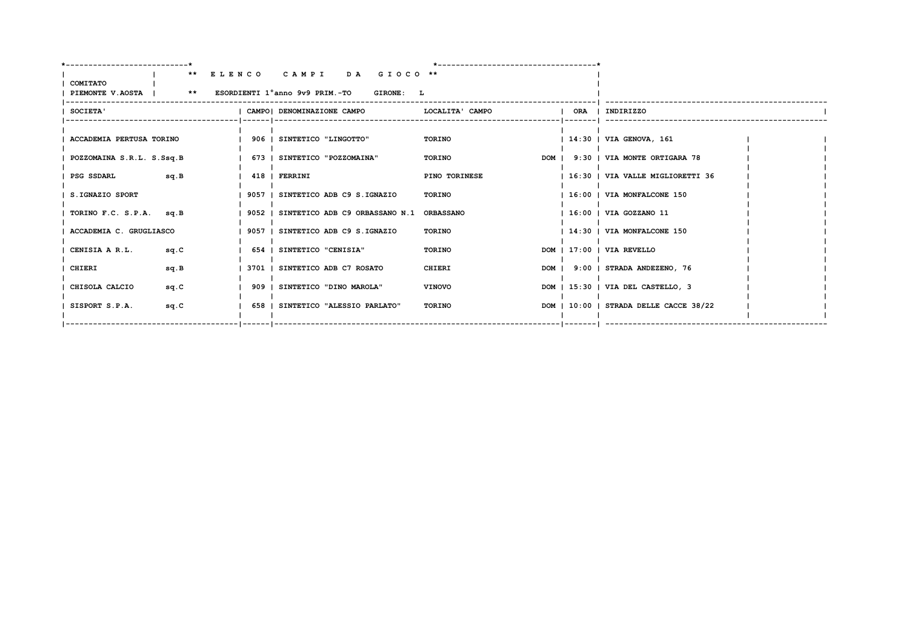** ELENCO CAMPI DA GIOCO **

COMITATO PIEMONTE V.AOSTA

** ESORDIENTI 1°anno 9v9 PRIM.-TO GIRONE: L

| SOCIETA' | | CAMPO | DENOMINAZIONE CAMPO | LOCALITA' CAMPO | | ORA | INDIRIZZO |
|---|---|---|---|---|---|---|---|
| ACCADEMIA PERTUSA TORINO | | 906 | SINTETICO "LINGOTTO" | TORINO | | 14:30 | VIA GENOVA, 161 |
| POZZOMAINA S.R.L. S.S | sq.B | 673 | SINTETICO "POZZOMAINA" | TORINO | DOM | 9:30 | VIA MONTE ORTIGARA 78 |
| PSG SSDARL | sq.B | 418 | FERRINI | PINO TORINESE | | 16:30 | VIA VALLE MIGLIORETTI 36 |
| S.IGNAZIO SPORT | | 9057 | SINTETICO ADB C9 S.IGNAZIO | TORINO | | 16:00 | VIA MONFALCONE 150 |
| TORINO F.C. S.P.A. | sq.B | 9052 | SINTETICO ADB C9 ORBASSANO N.1 | ORBASSANO | | 16:00 | VIA GOZZANO 11 |
| ACCADEMIA C. GRUGLIASCO | | 9057 | SINTETICO ADB C9 S.IGNAZIO | TORINO | | 14:30 | VIA MONFALCONE 150 |
| CENISIA A R.L. | sq.C | 654 | SINTETICO "CENISIA" | TORINO | DOM | 17:00 | VIA REVELLO |
| CHIERI | sq.B | 3701 | SINTETICO ADB C7 ROSATO | CHIERI | DOM | 9:00 | STRADA ANDEZENO, 76 |
| CHISOLA CALCIO | sq.C | 909 | SINTETICO "DINO MAROLA" | VINOVO | DOM | 15:30 | VIA DEL CASTELLO, 3 |
| SISPORT S.P.A. | sq.C | 658 | SINTETICO "ALESSIO PARLATO" | TORINO | DOM | 10:00 | STRADA DELLE CACCE 38/22 |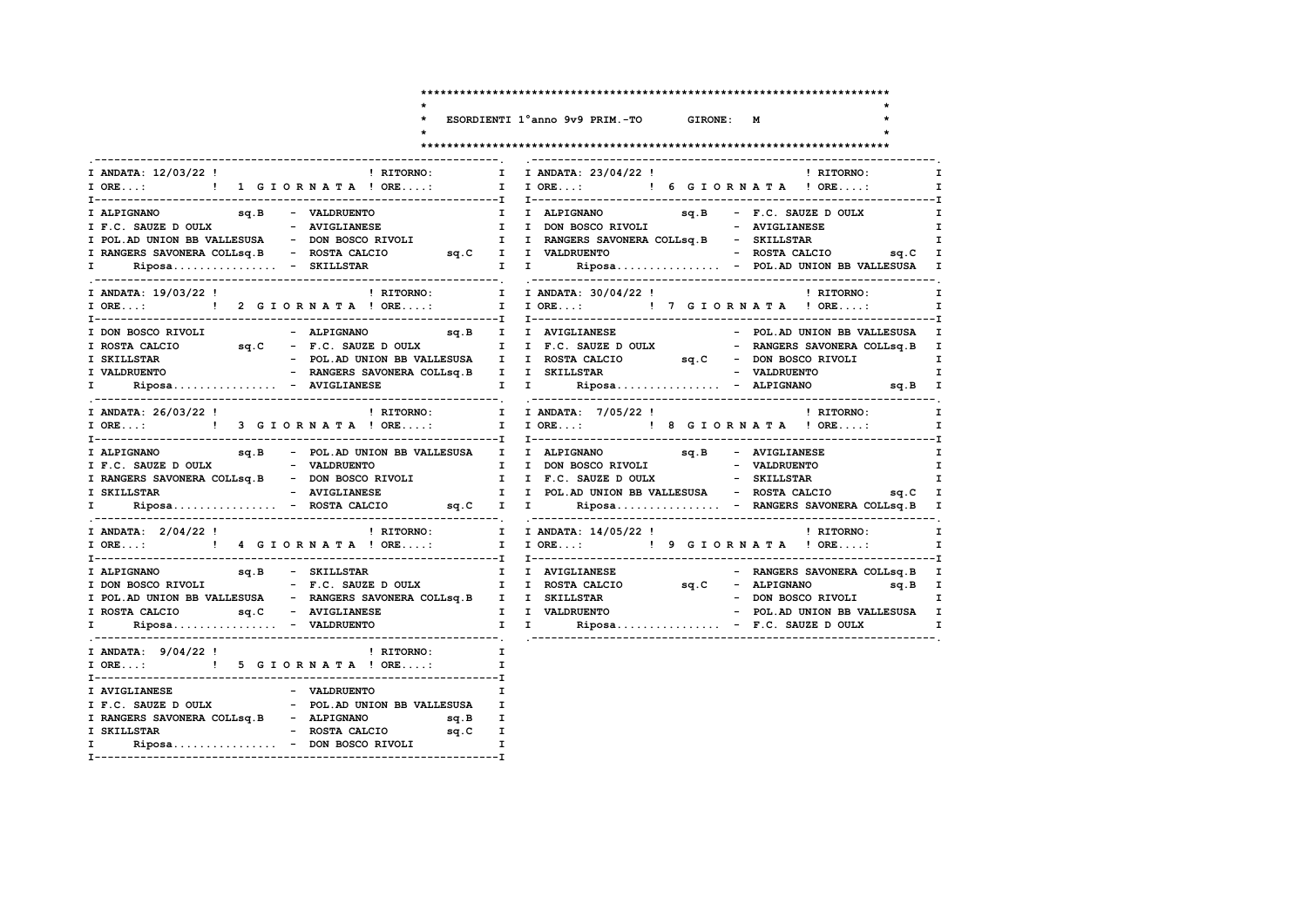# ESORDIENTI 1°anno 9v9 PRIM.-TO GIRONE: M

**ANDATA: 12/03/22 — 1 GIORNATA** — RITORNO: — ORE....:

| Casa | Ospite |
|---|---|
| ALPIGNANO sq.B | VALDRUENTO |
| F.C. SAUZE D OULX | AVIGLIANESE |
| POL.AD UNION BB VALLESUSA | DON BOSCO RIVOLI |
| RANGERS SAVONERA COLLsq.B | ROSTA CALCIO sq.C |
| Riposa................ | SKILLSTAR |

**ANDATA: 19/03/22 — 2 GIORNATA** — RITORNO: — ORE....:

| Casa | Ospite |
|---|---|
| DON BOSCO RIVOLI | ALPIGNANO sq.B |
| ROSTA CALCIO sq.C | F.C. SAUZE D OULX |
| SKILLSTAR | POL.AD UNION BB VALLESUSA |
| VALDRUENTO | RANGERS SAVONERA COLLsq.B |
| Riposa................ | AVIGLIANESE |

**ANDATA: 26/03/22 — 3 GIORNATA** — RITORNO: — ORE....:

| Casa | Ospite |
|---|---|
| ALPIGNANO sq.B | POL.AD UNION BB VALLESUSA |
| F.C. SAUZE D OULX | VALDRUENTO |
| RANGERS SAVONERA COLLsq.B | DON BOSCO RIVOLI |
| SKILLSTAR | AVIGLIANESE |
| Riposa................ | ROSTA CALCIO sq.C |

**ANDATA: 2/04/22 — 4 GIORNATA** — RITORNO: — ORE....:

| Casa | Ospite |
|---|---|
| ALPIGNANO sq.B | SKILLSTAR |
| DON BOSCO RIVOLI | F.C. SAUZE D OULX |
| POL.AD UNION BB VALLESUSA | RANGERS SAVONERA COLLsq.B |
| ROSTA CALCIO sq.C | AVIGLIANESE |
| Riposa................ | VALDRUENTO |

**ANDATA: 9/04/22 — 5 GIORNATA** — RITORNO: — ORE....:

| Casa | Ospite |
|---|---|
| AVIGLIANESE | VALDRUENTO |
| F.C. SAUZE D OULX | POL.AD UNION BB VALLESUSA |
| RANGERS SAVONERA COLLsq.B | ALPIGNANO sq.B |
| SKILLSTAR | ROSTA CALCIO sq.C |
| Riposa................ | DON BOSCO RIVOLI |

**ANDATA: 23/04/22 — 6 GIORNATA** — RITORNO: — ORE....:

| Casa | Ospite |
|---|---|
| ALPIGNANO sq.B | F.C. SAUZE D OULX |
| DON BOSCO RIVOLI | AVIGLIANESE |
| RANGERS SAVONERA COLLsq.B | SKILLSTAR |
| VALDRUENTO | ROSTA CALCIO sq.C |
| Riposa................ | POL.AD UNION BB VALLESUSA |

**ANDATA: 30/04/22 — 7 GIORNATA** — RITORNO: — ORE....:

| Casa | Ospite |
|---|---|
| AVIGLIANESE | POL.AD UNION BB VALLESUSA |
| F.C. SAUZE D OULX | RANGERS SAVONERA COLLsq.B |
| ROSTA CALCIO sq.C | DON BOSCO RIVOLI |
| SKILLSTAR | VALDRUENTO |
| Riposa................ | ALPIGNANO sq.B |

**ANDATA: 7/05/22 — 8 GIORNATA** — RITORNO: — ORE....:

| Casa | Ospite |
|---|---|
| ALPIGNANO sq.B | AVIGLIANESE |
| DON BOSCO RIVOLI | VALDRUENTO |
| F.C. SAUZE D OULX | SKILLSTAR |
| POL.AD UNION BB VALLESUSA | ROSTA CALCIO sq.C |
| Riposa................ | RANGERS SAVONERA COLLsq.B |

**ANDATA: 14/05/22 — 9 GIORNATA** — RITORNO: — ORE....:

| Casa | Ospite |
|---|---|
| AVIGLIANESE | RANGERS SAVONERA COLLsq.B |
| ROSTA CALCIO sq.C | ALPIGNANO sq.B |
| SKILLSTAR | DON BOSCO RIVOLI |
| VALDRUENTO | POL.AD UNION BB VALLESUSA |
| Riposa................ | F.C. SAUZE D OULX |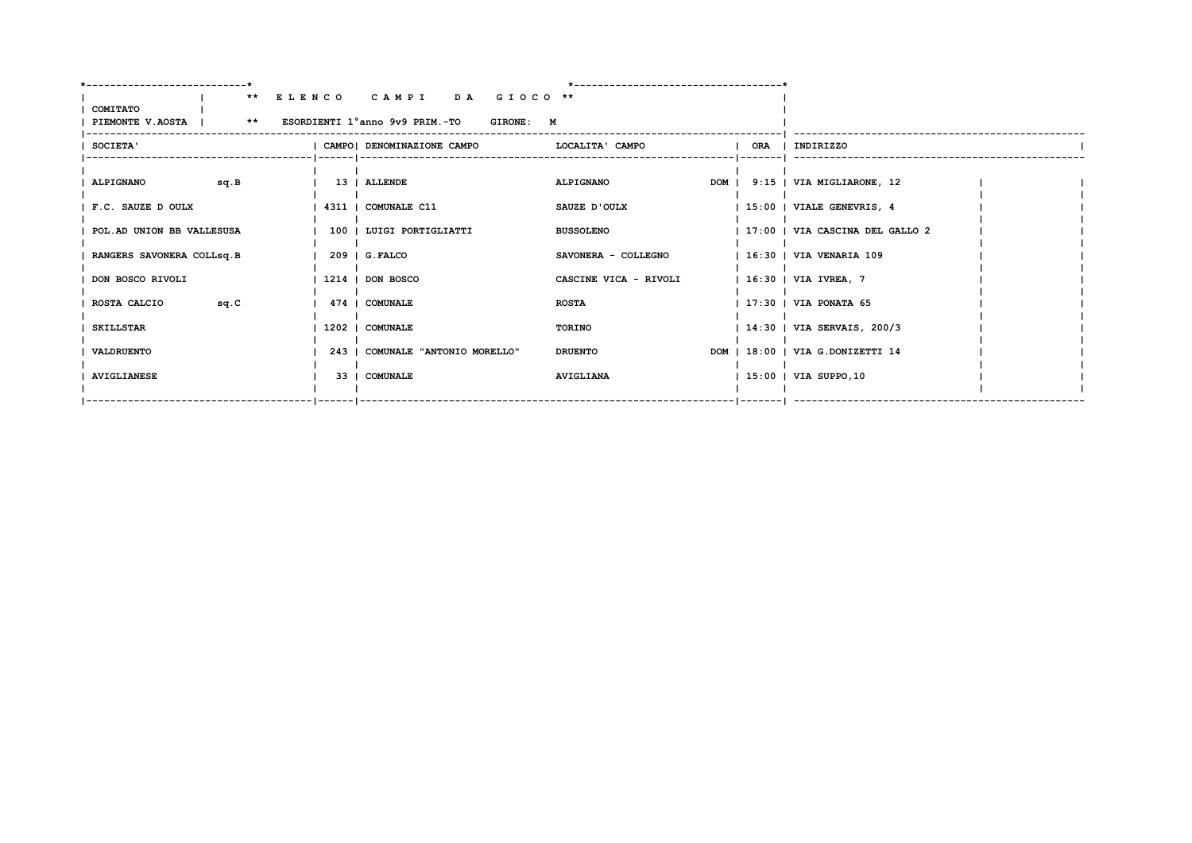** ELENCO CAMPI DA GIOCO **

COMITATO PIEMONTE V.AOSTA ** ESORDIENTI 1°anno 9v9 PRIM.-TO GIRONE: M

| SOCIETA' | CAMPO | DENOMINAZIONE CAMPO | LOCALITA' CAMPO | | ORA | INDIRIZZO |
|---|---|---|---|---|---|---|
| ALPIGNANO sq.B | 13 | ALLENDE | ALPIGNANO | DOM | 9:15 | VIA MIGLIARONE, 12 |
| F.C. SAUZE D OULX | 4311 | COMUNALE C11 | SAUZE D'OULX | | 15:00 | VIALE GENEVRIS, 4 |
| POL.AD UNION BB VALLESUSA | 100 | LUIGI PORTIGLIATTI | BUSSOLENO | | 17:00 | VIA CASCINA DEL GALLO 2 |
| RANGERS SAVONERA COLLsq.B | 209 | G.FALCO | SAVONERA - COLLEGNO | | 16:30 | VIA VENARIA 109 |
| DON BOSCO RIVOLI | 1214 | DON BOSCO | CASCINE VICA - RIVOLI | | 16:30 | VIA IVREA, 7 |
| ROSTA CALCIO sq.C | 474 | COMUNALE | ROSTA | | 17:30 | VIA PONATA 65 |
| SKILLSTAR | 1202 | COMUNALE | TORINO | | 14:30 | VIA SERVAIS, 200/3 |
| VALDRUENTO | 243 | COMUNALE "ANTONIO MORELLO" | DRUENTO | DOM | 18:00 | VIA G.DONIZETTI 14 |
| AVIGLIANESE | 33 | COMUNALE | AVIGLIANA | | 15:00 | VIA SUPPO,10 |